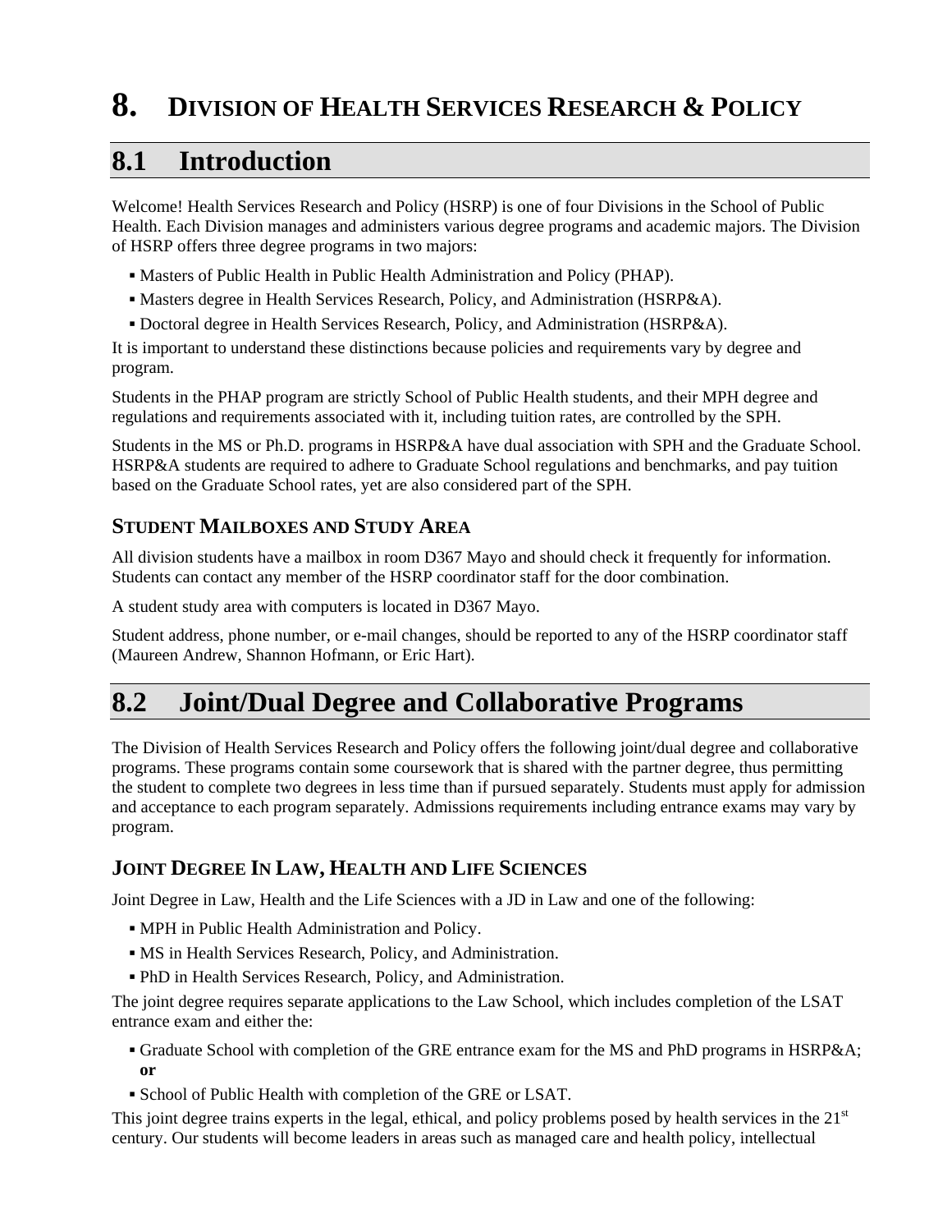# 8. DIVISION OF HEALTH SERVICES RESEARCH & POLICY

## 8.1 Introduction

Welcome! Health Services Research and Policy (HSRP) is one of four Divisions in the School of Public Health. Each Division manages and administers various degree programs and academic majors. The Division of HSRP offers three degree programs in two majors:

- Masters of Public Health in Public Health Administration and Policy (PHAP).
- Masters degree in Health Services Research, Policy, and Administration (HSRP&A).
- Doctoral degree in Health Services Research, Policy, and Administration (HSRP&A).

It is important to understand these distinctions because policies and requirements vary by degree and program.

Students in the PHAP program are strictly School of Public Health students, and their MPH degree and regulations and requirements associated with it, including tuition rates, are controlled by the SPH.

Students in the MS or Ph.D. programs in HSRP&A have dual association with SPH and the Graduate School. HSRP&A students are required to adhere to Graduate School regulations and benchmarks, and pay tuition based on the Graduate School rates, yet are also considered part of the SPH.

### STUDENT MAILBOXES AND STUDY AREA

All division students have a mailbox in room D367 Mayo and should check it frequently for information. Students can contact any member of the HSRP coordinator staff for the door combination.

A student study area with computers is located in D367 Mayo.

Student address, phone number, or e-mail changes, should be reported to any of the HSRP coordinator staff (Maureen Andrew, Shannon Hofmann, or Eric Hart).

## 8.2 Joint/Dual Degree and Collaborative Programs

The Division of Health Services Research and Policy offers the following joint/dual degree and collaborative programs. These programs contain some coursework that is shared with the partner degree, thus permitting the student to complete two degrees in less time than if pursued separately. Students must apply for admission and acceptance to each program separately. Admissions requirements including entrance exams may vary by program.

### JOINT DEGREE IN LAW, HEALTH AND LIFE SCIENCES

Joint Degree in Law, Health and the Life Sciences with a JD in Law and one of the following:

- MPH in Public Health Administration and Policy.
- MS in Health Services Research, Policy, and Administration.
- PhD in Health Services Research, Policy, and Administration.

The joint degree requires separate applications to the Law School, which includes completion of the LSAT entrance exam and either the:

- Graduate School with completion of the GRE entrance exam for the MS and PhD programs in HSRP&A; **or**
- School of Public Health with completion of the GRE or LSAT.

This joint degree trains experts in the legal, ethical, and policy problems posed by health services in the 21st century. Our students will become leaders in areas such as managed care and health policy, intellectual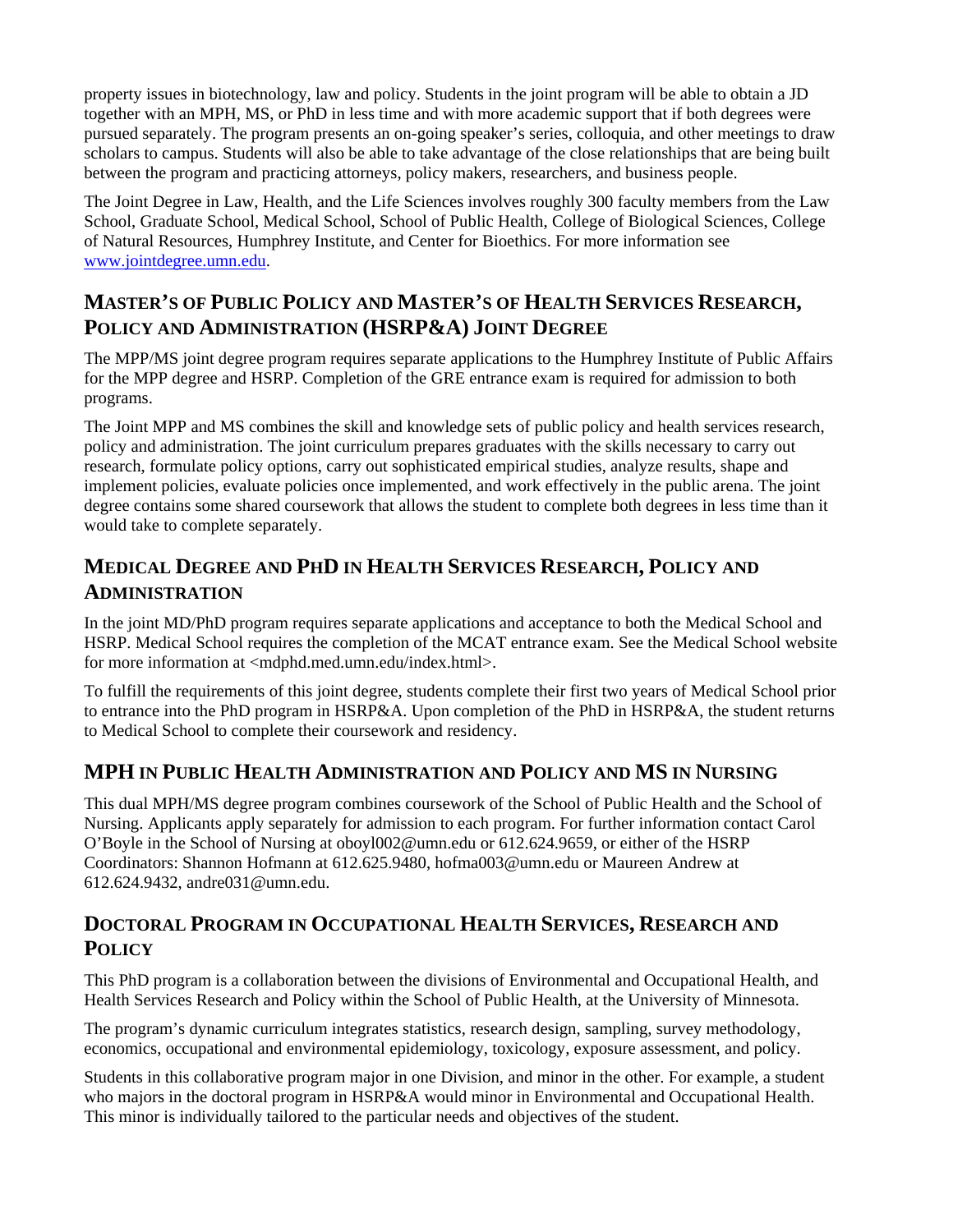property issues in biotechnology, law and policy. Students in the joint program will be able to obtain a JD together with an MPH, MS, or PhD in less time and with more academic support that if both degrees were pursued separately. The program presents an on-going speaker's series, colloquia, and other meetings to draw scholars to campus. Students will also be able to take advantage of the close relationships that are being built between the program and practicing attorneys, policy makers, researchers, and business people.

The Joint Degree in Law, Health, and the Life Sciences involves roughly 300 faculty members from the Law School, Graduate School, Medical School, School of Public Health, College of Biological Sciences, College of Natural Resources, Humphrey Institute, and Center for Bioethics. For more information see [www.jointdegree.umn.edu](www.jointdegree.umn.edu).

## Master's of Public Policy and Master's of Health Services Research, Policy and Administration (HSRP&A) Joint Degree

The MPP/MS joint degree program requires separate applications to the Humphrey Institute of Public Affairs for the MPP degree and HSRP. Completion of the GRE entrance exam is required for admission to both programs.

The Joint MPP and MS combines the skill and knowledge sets of public policy and health services research, policy and administration. The joint curriculum prepares graduates with the skills necessary to carry out research, formulate policy options, carry out sophisticated empirical studies, analyze results, shape and implement policies, evaluate policies once implemented, and work effectively in the public arena. The joint degree contains some shared coursework that allows the student to complete both degrees in less time than it would take to complete separately.

## Medical Degree and PhD in Health Services Research, Policy and Administration

In the joint MD/PhD program requires separate applications and acceptance to both the Medical School and HSRP. Medical School requires the completion of the MCAT entrance exam. See the Medical School website for more information at <mdphd.med.umn.edu/index.html>.

To fulfill the requirements of this joint degree, students complete their first two years of Medical School prior to entrance into the PhD program in HSRP&A. Upon completion of the PhD in HSRP&A, the student returns to Medical School to complete their coursework and residency.

## MPH in Public Health Administration and Policy and MS in Nursing

This dual MPH/MS degree program combines coursework of the School of Public Health and the School of Nursing. Applicants apply separately for admission to each program. For further information contact Carol O'Boyle in the School of Nursing at oboyl002@umn.edu or 612.624.9659, or either of the HSRP Coordinators: Shannon Hofmann at 612.625.9480, hofma003@umn.edu or Maureen Andrew at 612.624.9432, andre031@umn.edu.

## Doctoral Program in Occupational Health Services, Research and Policy

This PhD program is a collaboration between the divisions of Environmental and Occupational Health, and Health Services Research and Policy within the School of Public Health, at the University of Minnesota.

The program's dynamic curriculum integrates statistics, research design, sampling, survey methodology, economics, occupational and environmental epidemiology, toxicology, exposure assessment, and policy.

Students in this collaborative program major in one Division, and minor in the other. For example, a student who majors in the doctoral program in HSRP&A would minor in Environmental and Occupational Health. This minor is individually tailored to the particular needs and objectives of the student.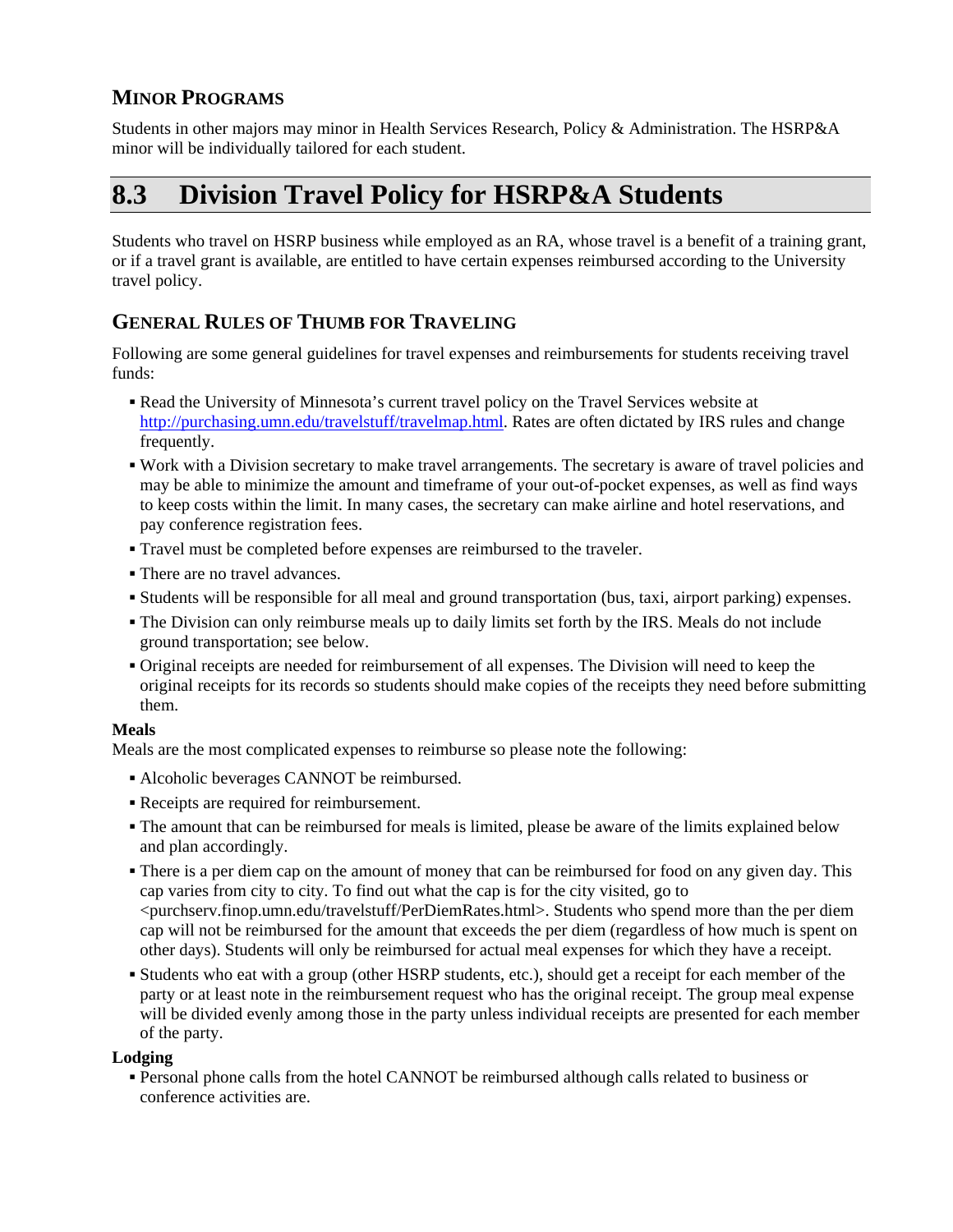### MINOR PROGRAMS

Students in other majors may minor in Health Services Research, Policy & Administration. The HSRP&A minor will be individually tailored for each student.

## 8.3 Division Travel Policy for HSRP&A Students

Students who travel on HSRP business while employed as an RA, whose travel is a benefit of a training grant, or if a travel grant is available, are entitled to have certain expenses reimbursed according to the University travel policy.

### GENERAL RULES OF THUMB FOR TRAVELING

Following are some general guidelines for travel expenses and reimbursements for students receiving travel funds:

- Read the University of Minnesota's current travel policy on the Travel Services website at http://purchasing.umn.edu/travelstuff/travelmap.html. Rates are often dictated by IRS rules and change frequently.
- Work with a Division secretary to make travel arrangements. The secretary is aware of travel policies and may be able to minimize the amount and timeframe of your out-of-pocket expenses, as well as find ways to keep costs within the limit. In many cases, the secretary can make airline and hotel reservations, and pay conference registration fees.
- Travel must be completed before expenses are reimbursed to the traveler.
- There are no travel advances.
- Students will be responsible for all meal and ground transportation (bus, taxi, airport parking) expenses.
- The Division can only reimburse meals up to daily limits set forth by the IRS. Meals do not include ground transportation; see below.
- Original receipts are needed for reimbursement of all expenses. The Division will need to keep the original receipts for its records so students should make copies of the receipts they need before submitting them.

**Meals**

Meals are the most complicated expenses to reimburse so please note the following:

- Alcoholic beverages CANNOT be reimbursed.
- Receipts are required for reimbursement.
- The amount that can be reimbursed for meals is limited, please be aware of the limits explained below and plan accordingly.
- There is a per diem cap on the amount of money that can be reimbursed for food on any given day. This cap varies from city to city. To find out what the cap is for the city visited, go to <purchserv.finop.umn.edu/travelstuff/PerDiemRates.html>. Students who spend more than the per diem cap will not be reimbursed for the amount that exceeds the per diem (regardless of how much is spent on other days). Students will only be reimbursed for actual meal expenses for which they have a receipt.
- Students who eat with a group (other HSRP students, etc.), should get a receipt for each member of the party or at least note in the reimbursement request who has the original receipt. The group meal expense will be divided evenly among those in the party unless individual receipts are presented for each member of the party.

**Lodging**

- Personal phone calls from the hotel CANNOT be reimbursed although calls related to business or conference activities are.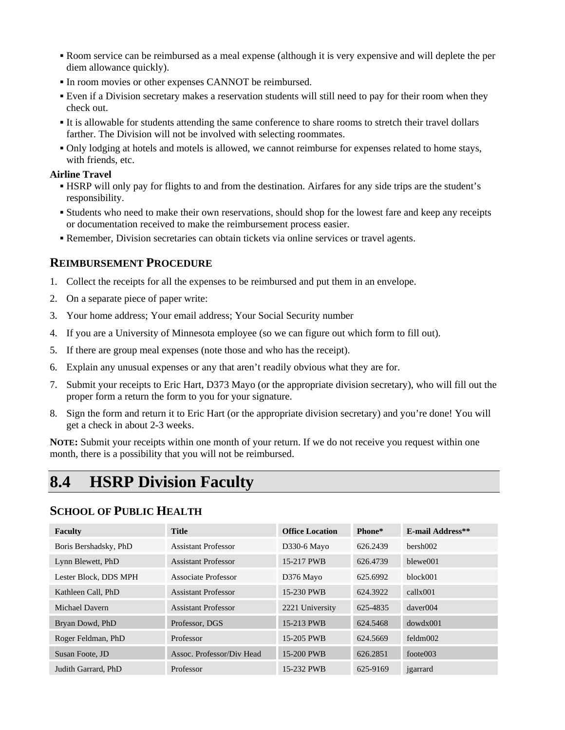- Room service can be reimbursed as a meal expense (although it is very expensive and will deplete the per diem allowance quickly).
- In room movies or other expenses CANNOT be reimbursed.
- Even if a Division secretary makes a reservation students will still need to pay for their room when they check out.
- It is allowable for students attending the same conference to share rooms to stretch their travel dollars farther. The Division will not be involved with selecting roommates.
- Only lodging at hotels and motels is allowed, we cannot reimburse for expenses related to home stays, with friends, etc.

**Airline Travel**

- HSRP will only pay for flights to and from the destination. Airfares for any side trips are the student's responsibility.
- Students who need to make their own reservations, should shop for the lowest fare and keep any receipts or documentation received to make the reimbursement process easier.
- Remember, Division secretaries can obtain tickets via online services or travel agents.

### Reimbursement Procedure

1. Collect the receipts for all the expenses to be reimbursed and put them in an envelope.
2. On a separate piece of paper write:
3. Your home address; Your email address; Your Social Security number
4. If you are a University of Minnesota employee (so we can figure out which form to fill out).
5. If there are group meal expenses (note those and who has the receipt).
6. Explain any unusual expenses or any that aren't readily obvious what they are for.
7. Submit your receipts to Eric Hart, D373 Mayo (or the appropriate division secretary), who will fill out the proper form a return the form to you for your signature.
8. Sign the form and return it to Eric Hart (or the appropriate division secretary) and you're done! You will get a check in about 2-3 weeks.

**Note:** Submit your receipts within one month of your return. If we do not receive you request within one month, there is a possibility that you will not be reimbursed.

## 8.4 HSRP Division Faculty

### School of Public Health

| Faculty | Title | Office Location | Phone* | E-mail Address** |
|---|---|---|---|---|
| Boris Bershadsky, PhD | Assistant Professor | D330-6 Mayo | 626.2439 | bersh002 |
| Lynn Blewett, PhD | Assistant Professor | 15-217 PWB | 626.4739 | blewe001 |
| Lester Block, DDS MPH | Associate Professor | D376 Mayo | 625.6992 | block001 |
| Kathleen Call, PhD | Assistant Professor | 15-230 PWB | 624.3922 | callx001 |
| Michael Davern | Assistant Professor | 2221 University | 625-4835 | daver004 |
| Bryan Dowd, PhD | Professor, DGS | 15-213 PWB | 624.5468 | dowdx001 |
| Roger Feldman, PhD | Professor | 15-205 PWB | 624.5669 | feldm002 |
| Susan Foote, JD | Assoc. Professor/Div Head | 15-200 PWB | 626.2851 | foote003 |
| Judith Garrard, PhD | Professor | 15-232 PWB | 625-9169 | jgarrard |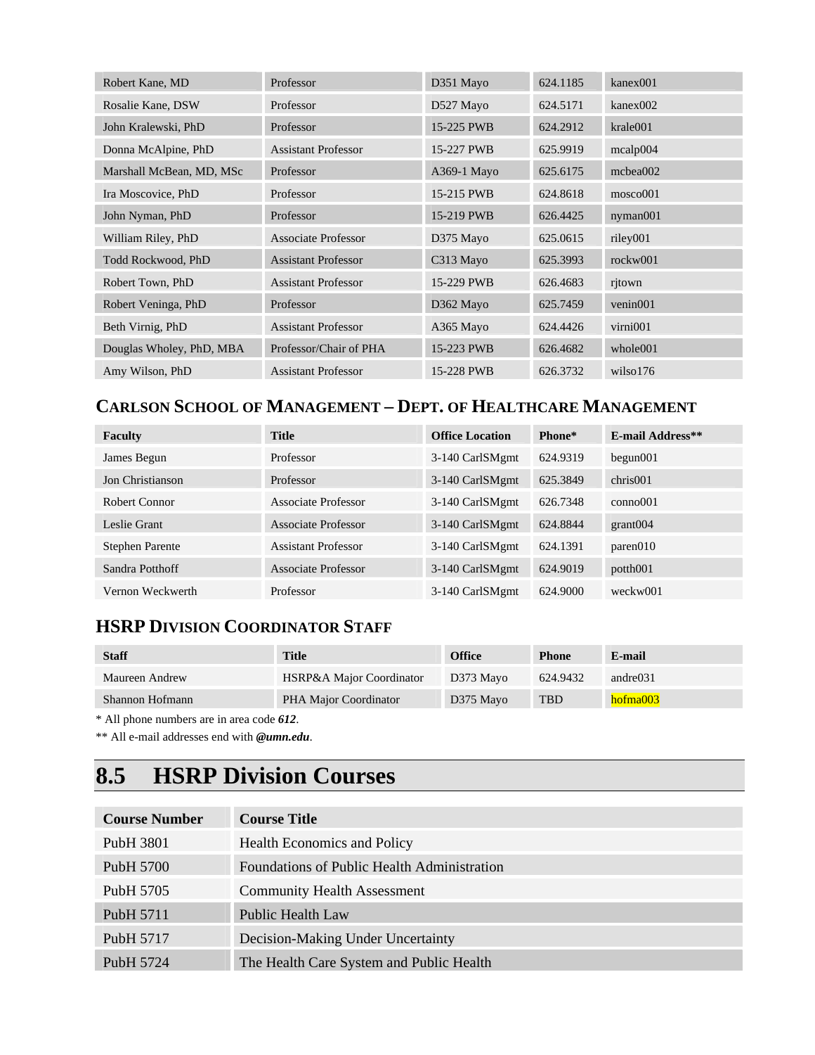| | | | | |
|---|---|---|---|---|
| Robert Kane, MD | Professor | D351 Mayo | 624.1185 | kanex001 |
| Rosalie Kane, DSW | Professor | D527 Mayo | 624.5171 | kanex002 |
| John Kralewski, PhD | Professor | 15-225 PWB | 624.2912 | krale001 |
| Donna McAlpine, PhD | Assistant Professor | 15-227 PWB | 625.9919 | mcalp004 |
| Marshall McBean, MD, MSc | Professor | A369-1 Mayo | 625.6175 | mcbea002 |
| Ira Moscovice, PhD | Professor | 15-215 PWB | 624.8618 | mosco001 |
| John Nyman, PhD | Professor | 15-219 PWB | 626.4425 | nyman001 |
| William Riley, PhD | Associate Professor | D375 Mayo | 625.0615 | riley001 |
| Todd Rockwood, PhD | Assistant Professor | C313 Mayo | 625.3993 | rockw001 |
| Robert Town, PhD | Assistant Professor | 15-229 PWB | 626.4683 | rjtown |
| Robert Veninga, PhD | Professor | D362 Mayo | 625.7459 | venin001 |
| Beth Virnig, PhD | Assistant Professor | A365 Mayo | 624.4426 | virni001 |
| Douglas Wholey, PhD, MBA | Professor/Chair of PHA | 15-223 PWB | 626.4682 | whole001 |
| Amy Wilson, PhD | Assistant Professor | 15-228 PWB | 626.3732 | wilso176 |

### CARLSON SCHOOL OF MANAGEMENT – DEPT. OF HEALTHCARE MANAGEMENT

| Faculty | Title | Office Location | Phone* | E-mail Address** |
|---|---|---|---|---|
| James Begun | Professor | 3-140 CarlSMgmt | 624.9319 | begun001 |
| Jon Christianson | Professor | 3-140 CarlSMgmt | 625.3849 | chris001 |
| Robert Connor | Associate Professor | 3-140 CarlSMgmt | 626.7348 | conno001 |
| Leslie Grant | Associate Professor | 3-140 CarlSMgmt | 624.8844 | grant004 |
| Stephen Parente | Assistant Professor | 3-140 CarlSMgmt | 624.1391 | paren010 |
| Sandra Potthoff | Associate Professor | 3-140 CarlSMgmt | 624.9019 | potth001 |
| Vernon Weckwerth | Professor | 3-140 CarlSMgmt | 624.9000 | weckw001 |

### HSRP DIVISION COORDINATOR STAFF

| Staff | Title | Office | Phone | E-mail |
|---|---|---|---|---|
| Maureen Andrew | HSRP&A Major Coordinator | D373 Mayo | 624.9432 | andre031 |
| Shannon Hofmann | PHA Major Coordinator | D375 Mayo | TBD | hofma003 |

* All phone numbers are in area code ***612***.

** All e-mail addresses end with ***@umn.edu***.

## 8.5 HSRP Division Courses

| Course Number | Course Title |
|---|---|
| PubH 3801 | Health Economics and Policy |
| PubH 5700 | Foundations of Public Health Administration |
| PubH 5705 | Community Health Assessment |
| PubH 5711 | Public Health Law |
| PubH 5717 | Decision-Making Under Uncertainty |
| PubH 5724 | The Health Care System and Public Health |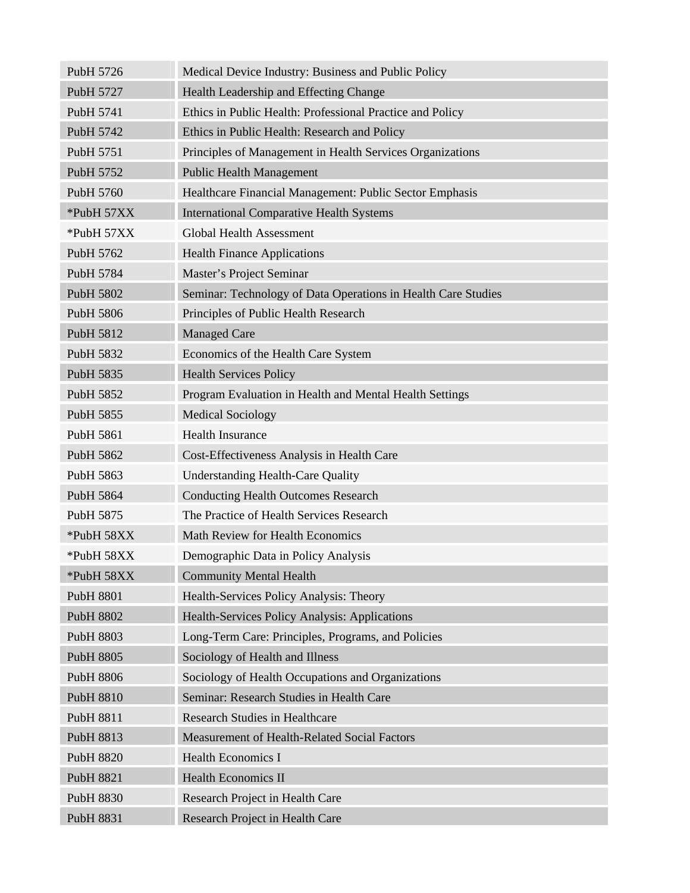| | |
|---|---|
| PubH 5726 | Medical Device Industry: Business and Public Policy |
| PubH 5727 | Health Leadership and Effecting Change |
| PubH 5741 | Ethics in Public Health: Professional Practice and Policy |
| PubH 5742 | Ethics in Public Health: Research and Policy |
| PubH 5751 | Principles of Management in Health Services Organizations |
| PubH 5752 | Public Health Management |
| PubH 5760 | Healthcare Financial Management: Public Sector Emphasis |
| *PubH 57XX | International Comparative Health Systems |
| *PubH 57XX | Global Health Assessment |
| PubH 5762 | Health Finance Applications |
| PubH 5784 | Master's Project Seminar |
| PubH 5802 | Seminar: Technology of Data Operations in Health Care Studies |
| PubH 5806 | Principles of Public Health Research |
| PubH 5812 | Managed Care |
| PubH 5832 | Economics of the Health Care System |
| PubH 5835 | Health Services Policy |
| PubH 5852 | Program Evaluation in Health and Mental Health Settings |
| PubH 5855 | Medical Sociology |
| PubH 5861 | Health Insurance |
| PubH 5862 | Cost-Effectiveness Analysis in Health Care |
| PubH 5863 | Understanding Health-Care Quality |
| PubH 5864 | Conducting Health Outcomes Research |
| PubH 5875 | The Practice of Health Services Research |
| *PubH 58XX | Math Review for Health Economics |
| *PubH 58XX | Demographic Data in Policy Analysis |
| *PubH 58XX | Community Mental Health |
| PubH 8801 | Health-Services Policy Analysis: Theory |
| PubH 8802 | Health-Services Policy Analysis: Applications |
| PubH 8803 | Long-Term Care: Principles, Programs, and Policies |
| PubH 8805 | Sociology of Health and Illness |
| PubH 8806 | Sociology of Health Occupations and Organizations |
| PubH 8810 | Seminar: Research Studies in Health Care |
| PubH 8811 | Research Studies in Healthcare |
| PubH 8813 | Measurement of Health-Related Social Factors |
| PubH 8820 | Health Economics I |
| PubH 8821 | Health Economics II |
| PubH 8830 | Research Project in Health Care |
| PubH 8831 | Research Project in Health Care |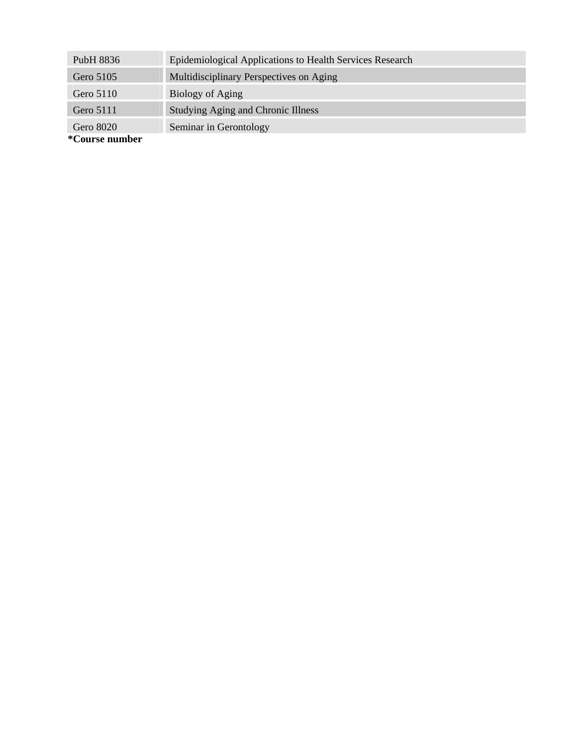| | |
|---|---|
| PubH 8836 | Epidemiological Applications to Health Services Research |
| Gero 5105 | Multidisciplinary Perspectives on Aging |
| Gero 5110 | Biology of Aging |
| Gero 5111 | Studying Aging and Chronic Illness |
| Gero 8020 | Seminar in Gerontology |

**\*Course number**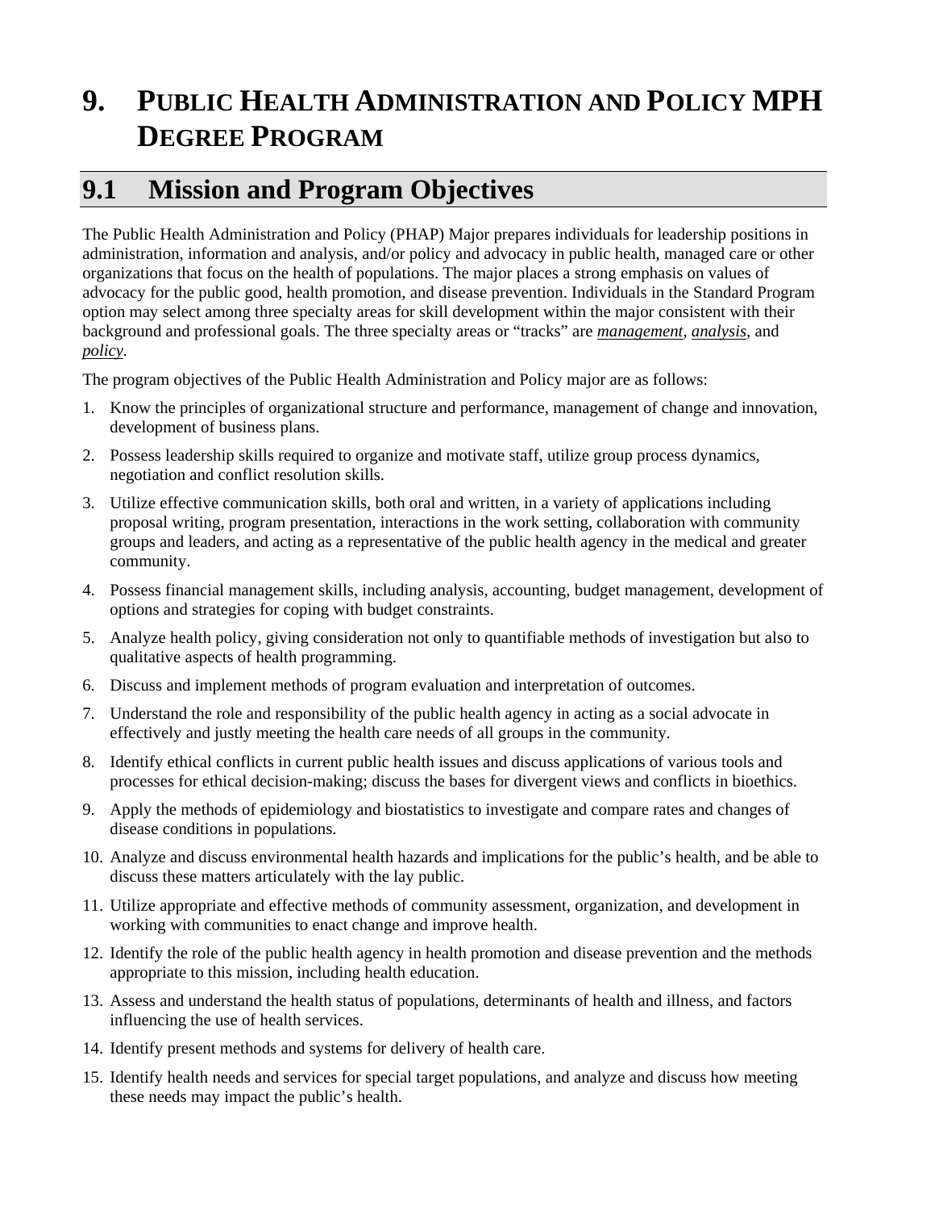# 9. PUBLIC HEALTH ADMINISTRATION AND POLICY MPH DEGREE PROGRAM

## 9.1 Mission and Program Objectives

The Public Health Administration and Policy (PHAP) Major prepares individuals for leadership positions in administration, information and analysis, and/or policy and advocacy in public health, managed care or other organizations that focus on the health of populations. The major places a strong emphasis on values of advocacy for the public good, health promotion, and disease prevention. Individuals in the Standard Program option may select among three specialty areas for skill development within the major consistent with their background and professional goals. The three specialty areas or "tracks" are ***management***, ***analysis***, and ***policy***.

The program objectives of the Public Health Administration and Policy major are as follows:

1. Know the principles of organizational structure and performance, management of change and innovation, development of business plans.
2. Possess leadership skills required to organize and motivate staff, utilize group process dynamics, negotiation and conflict resolution skills.
3. Utilize effective communication skills, both oral and written, in a variety of applications including proposal writing, program presentation, interactions in the work setting, collaboration with community groups and leaders, and acting as a representative of the public health agency in the medical and greater community.
4. Possess financial management skills, including analysis, accounting, budget management, development of options and strategies for coping with budget constraints.
5. Analyze health policy, giving consideration not only to quantifiable methods of investigation but also to qualitative aspects of health programming.
6. Discuss and implement methods of program evaluation and interpretation of outcomes.
7. Understand the role and responsibility of the public health agency in acting as a social advocate in effectively and justly meeting the health care needs of all groups in the community.
8. Identify ethical conflicts in current public health issues and discuss applications of various tools and processes for ethical decision-making; discuss the bases for divergent views and conflicts in bioethics.
9. Apply the methods of epidemiology and biostatistics to investigate and compare rates and changes of disease conditions in populations.
10. Analyze and discuss environmental health hazards and implications for the public's health, and be able to discuss these matters articulately with the lay public.
11. Utilize appropriate and effective methods of community assessment, organization, and development in working with communities to enact change and improve health.
12. Identify the role of the public health agency in health promotion and disease prevention and the methods appropriate to this mission, including health education.
13. Assess and understand the health status of populations, determinants of health and illness, and factors influencing the use of health services.
14. Identify present methods and systems for delivery of health care.
15. Identify health needs and services for special target populations, and analyze and discuss how meeting these needs may impact the public's health.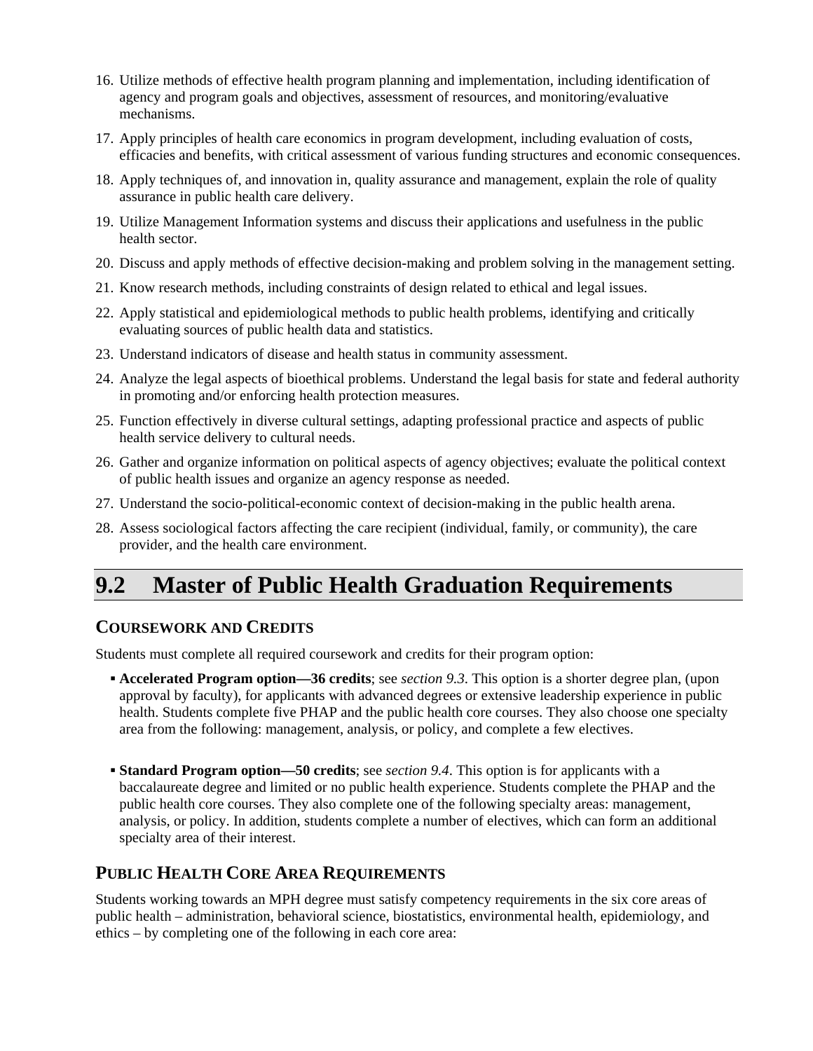16. Utilize methods of effective health program planning and implementation, including identification of agency and program goals and objectives, assessment of resources, and monitoring/evaluative mechanisms.
17. Apply principles of health care economics in program development, including evaluation of costs, efficacies and benefits, with critical assessment of various funding structures and economic consequences.
18. Apply techniques of, and innovation in, quality assurance and management, explain the role of quality assurance in public health care delivery.
19. Utilize Management Information systems and discuss their applications and usefulness in the public health sector.
20. Discuss and apply methods of effective decision-making and problem solving in the management setting.
21. Know research methods, including constraints of design related to ethical and legal issues.
22. Apply statistical and epidemiological methods to public health problems, identifying and critically evaluating sources of public health data and statistics.
23. Understand indicators of disease and health status in community assessment.
24. Analyze the legal aspects of bioethical problems. Understand the legal basis for state and federal authority in promoting and/or enforcing health protection measures.
25. Function effectively in diverse cultural settings, adapting professional practice and aspects of public health service delivery to cultural needs.
26. Gather and organize information on political aspects of agency objectives; evaluate the political context of public health issues and organize an agency response as needed.
27. Understand the socio-political-economic context of decision-making in the public health arena.
28. Assess sociological factors affecting the care recipient (individual, family, or community), the care provider, and the health care environment.

## 9.2 Master of Public Health Graduation Requirements

### Coursework and Credits

Students must complete all required coursework and credits for their program option:

- **Accelerated Program option—36 credits**; see *section 9.3*. This option is a shorter degree plan, (upon approval by faculty), for applicants with advanced degrees or extensive leadership experience in public health. Students complete five PHAP and the public health core courses. They also choose one specialty area from the following: management, analysis, or policy, and complete a few electives.

- **Standard Program option—50 credits**; see *section 9.4*. This option is for applicants with a baccalaureate degree and limited or no public health experience. Students complete the PHAP and the public health core courses. They also complete one of the following specialty areas: management, analysis, or policy. In addition, students complete a number of electives, which can form an additional specialty area of their interest.

### Public Health Core Area Requirements

Students working towards an MPH degree must satisfy competency requirements in the six core areas of public health – administration, behavioral science, biostatistics, environmental health, epidemiology, and ethics – by completing one of the following in each core area: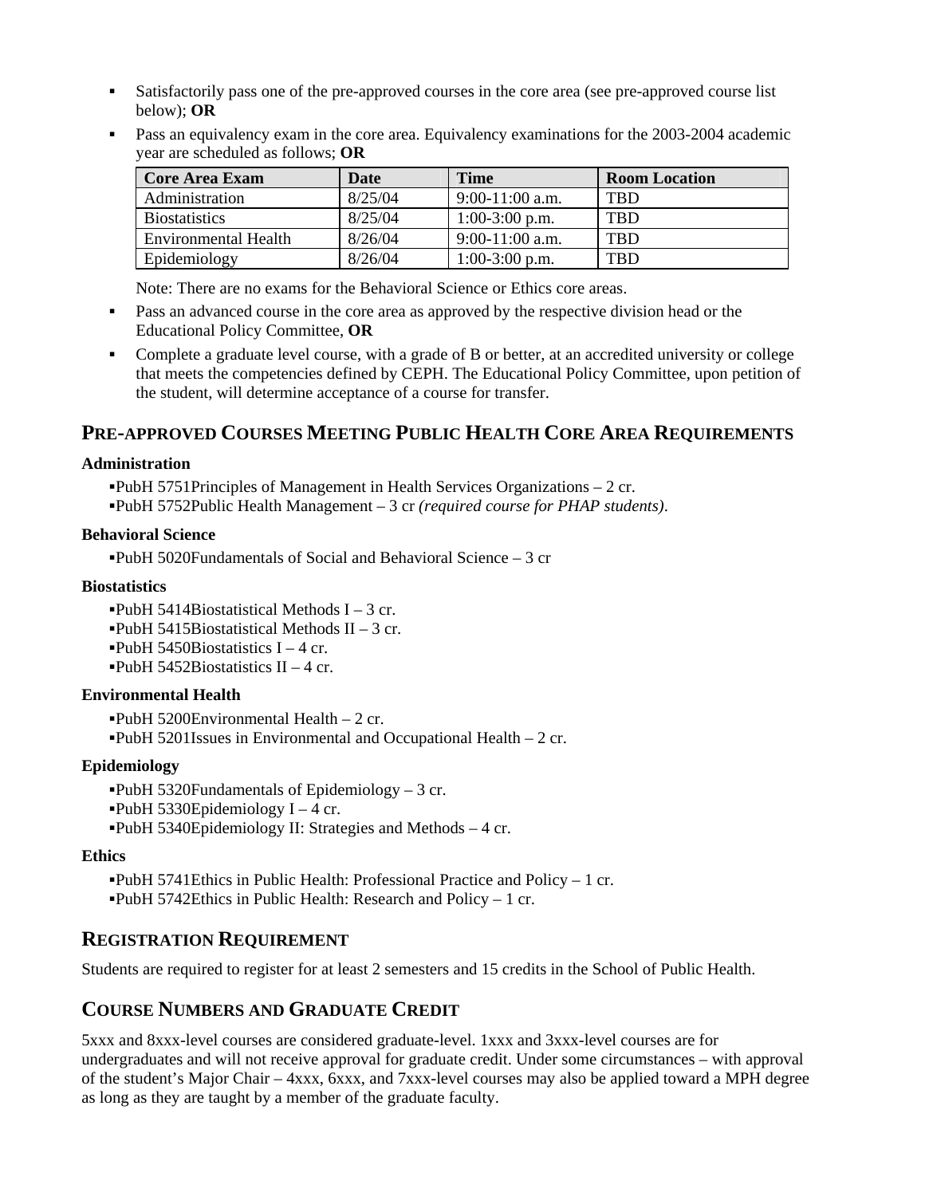- Satisfactorily pass one of the pre-approved courses in the core area (see pre-approved course list below); **OR**
- Pass an equivalency exam in the core area. Equivalency examinations for the 2003-2004 academic year are scheduled as follows; **OR**

| Core Area Exam | Date | Time | Room Location |
| --- | --- | --- | --- |
| Administration | 8/25/04 | 9:00-11:00 a.m. | TBD |
| Biostatistics | 8/25/04 | 1:00-3:00 p.m. | TBD |
| Environmental Health | 8/26/04 | 9:00-11:00 a.m. | TBD |
| Epidemiology | 8/26/04 | 1:00-3:00 p.m. | TBD |

  Note: There are no exams for the Behavioral Science or Ethics core areas.

- Pass an advanced course in the core area as approved by the respective division head or the Educational Policy Committee, **OR**
- Complete a graduate level course, with a grade of B or better, at an accredited university or college that meets the competencies defined by CEPH. The Educational Policy Committee, upon petition of the student, will determine acceptance of a course for transfer.

## PRE-APPROVED COURSES MEETING PUBLIC HEALTH CORE AREA REQUIREMENTS

**Administration**

- PubH 5751 Principles of Management in Health Services Organizations – 2 cr.
- PubH 5752 Public Health Management – 3 cr *(required course for PHAP students)*.

**Behavioral Science**

- PubH 5020 Fundamentals of Social and Behavioral Science – 3 cr

**Biostatistics**

- PubH 5414 Biostatistical Methods I – 3 cr.
- PubH 5415 Biostatistical Methods II – 3 cr.
- PubH 5450 Biostatistics I – 4 cr.
- PubH 5452 Biostatistics II – 4 cr.

**Environmental Health**

- PubH 5200 Environmental Health – 2 cr.
- PubH 5201 Issues in Environmental and Occupational Health – 2 cr.

**Epidemiology**

- PubH 5320 Fundamentals of Epidemiology – 3 cr.
- PubH 5330 Epidemiology I – 4 cr.
- PubH 5340 Epidemiology II: Strategies and Methods – 4 cr.

**Ethics**

- PubH 5741 Ethics in Public Health: Professional Practice and Policy – 1 cr.
- PubH 5742 Ethics in Public Health: Research and Policy – 1 cr.

## REGISTRATION REQUIREMENT

Students are required to register for at least 2 semesters and 15 credits in the School of Public Health.

## COURSE NUMBERS AND GRADUATE CREDIT

5xxx and 8xxx-level courses are considered graduate-level. 1xxx and 3xxx-level courses are for undergraduates and will not receive approval for graduate credit. Under some circumstances – with approval of the student's Major Chair – 4xxx, 6xxx, and 7xxx-level courses may also be applied toward a MPH degree as long as they are taught by a member of the graduate faculty.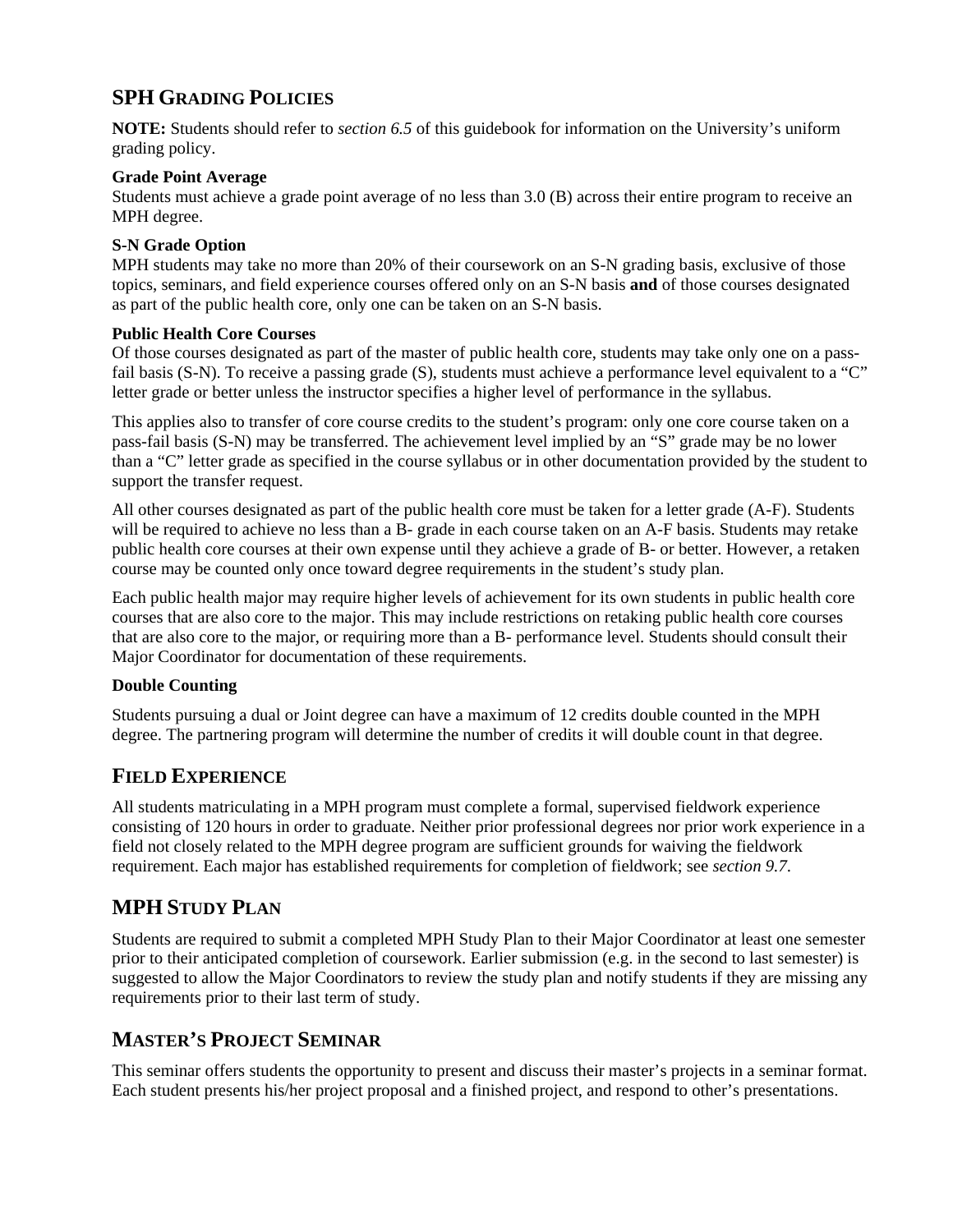## SPH Grading Policies

**NOTE:** Students should refer to *section 6.5* of this guidebook for information on the University's uniform grading policy.

### Grade Point Average

Students must achieve a grade point average of no less than 3.0 (B) across their entire program to receive an MPH degree.

### S-N Grade Option

MPH students may take no more than 20% of their coursework on an S-N grading basis, exclusive of those topics, seminars, and field experience courses offered only on an S-N basis **and** of those courses designated as part of the public health core, only one can be taken on an S-N basis.

### Public Health Core Courses

Of those courses designated as part of the master of public health core, students may take only one on a pass-fail basis (S-N). To receive a passing grade (S), students must achieve a performance level equivalent to a "C" letter grade or better unless the instructor specifies a higher level of performance in the syllabus.

This applies also to transfer of core course credits to the student's program: only one core course taken on a pass-fail basis (S-N) may be transferred. The achievement level implied by an "S" grade may be no lower than a "C" letter grade as specified in the course syllabus or in other documentation provided by the student to support the transfer request.

All other courses designated as part of the public health core must be taken for a letter grade (A-F). Students will be required to achieve no less than a B- grade in each course taken on an A-F basis. Students may retake public health core courses at their own expense until they achieve a grade of B- or better. However, a retaken course may be counted only once toward degree requirements in the student's study plan.

Each public health major may require higher levels of achievement for its own students in public health core courses that are also core to the major. This may include restrictions on retaking public health core courses that are also core to the major, or requiring more than a B- performance level. Students should consult their Major Coordinator for documentation of these requirements.

### Double Counting

Students pursuing a dual or Joint degree can have a maximum of 12 credits double counted in the MPH degree. The partnering program will determine the number of credits it will double count in that degree.

## Field Experience

All students matriculating in a MPH program must complete a formal, supervised fieldwork experience consisting of 120 hours in order to graduate. Neither prior professional degrees nor prior work experience in a field not closely related to the MPH degree program are sufficient grounds for waiving the fieldwork requirement. Each major has established requirements for completion of fieldwork; see *section 9.7*.

## MPH Study Plan

Students are required to submit a completed MPH Study Plan to their Major Coordinator at least one semester prior to their anticipated completion of coursework. Earlier submission (e.g. in the second to last semester) is suggested to allow the Major Coordinators to review the study plan and notify students if they are missing any requirements prior to their last term of study.

## Master's Project Seminar

This seminar offers students the opportunity to present and discuss their master's projects in a seminar format. Each student presents his/her project proposal and a finished project, and respond to other's presentations.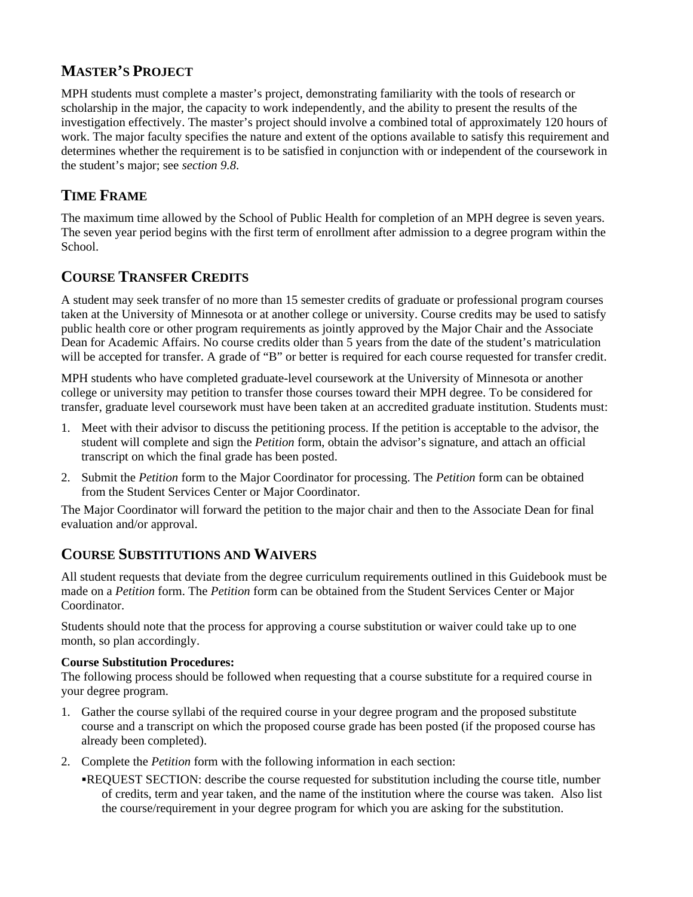## MASTER'S PROJECT

MPH students must complete a master's project, demonstrating familiarity with the tools of research or scholarship in the major, the capacity to work independently, and the ability to present the results of the investigation effectively. The master's project should involve a combined total of approximately 120 hours of work. The major faculty specifies the nature and extent of the options available to satisfy this requirement and determines whether the requirement is to be satisfied in conjunction with or independent of the coursework in the student's major; see *section 9.8*.

## TIME FRAME

The maximum time allowed by the School of Public Health for completion of an MPH degree is seven years. The seven year period begins with the first term of enrollment after admission to a degree program within the School.

## COURSE TRANSFER CREDITS

A student may seek transfer of no more than 15 semester credits of graduate or professional program courses taken at the University of Minnesota or at another college or university. Course credits may be used to satisfy public health core or other program requirements as jointly approved by the Major Chair and the Associate Dean for Academic Affairs. No course credits older than 5 years from the date of the student's matriculation will be accepted for transfer. A grade of "B" or better is required for each course requested for transfer credit.

MPH students who have completed graduate-level coursework at the University of Minnesota or another college or university may petition to transfer those courses toward their MPH degree. To be considered for transfer, graduate level coursework must have been taken at an accredited graduate institution. Students must:

1. Meet with their advisor to discuss the petitioning process. If the petition is acceptable to the advisor, the student will complete and sign the *Petition* form, obtain the advisor's signature, and attach an official transcript on which the final grade has been posted.
2. Submit the *Petition* form to the Major Coordinator for processing. The *Petition* form can be obtained from the Student Services Center or Major Coordinator.

The Major Coordinator will forward the petition to the major chair and then to the Associate Dean for final evaluation and/or approval.

## COURSE SUBSTITUTIONS AND WAIVERS

All student requests that deviate from the degree curriculum requirements outlined in this Guidebook must be made on a *Petition* form. The *Petition* form can be obtained from the Student Services Center or Major Coordinator.

Students should note that the process for approving a course substitution or waiver could take up to one month, so plan accordingly.

**Course Substitution Procedures:**
The following process should be followed when requesting that a course substitute for a required course in your degree program.

1. Gather the course syllabi of the required course in your degree program and the proposed substitute course and a transcript on which the proposed course grade has been posted (if the proposed course has already been completed).
2. Complete the *Petition* form with the following information in each section:
   - REQUEST SECTION: describe the course requested for substitution including the course title, number of credits, term and year taken, and the name of the institution where the course was taken. Also list the course/requirement in your degree program for which you are asking for the substitution.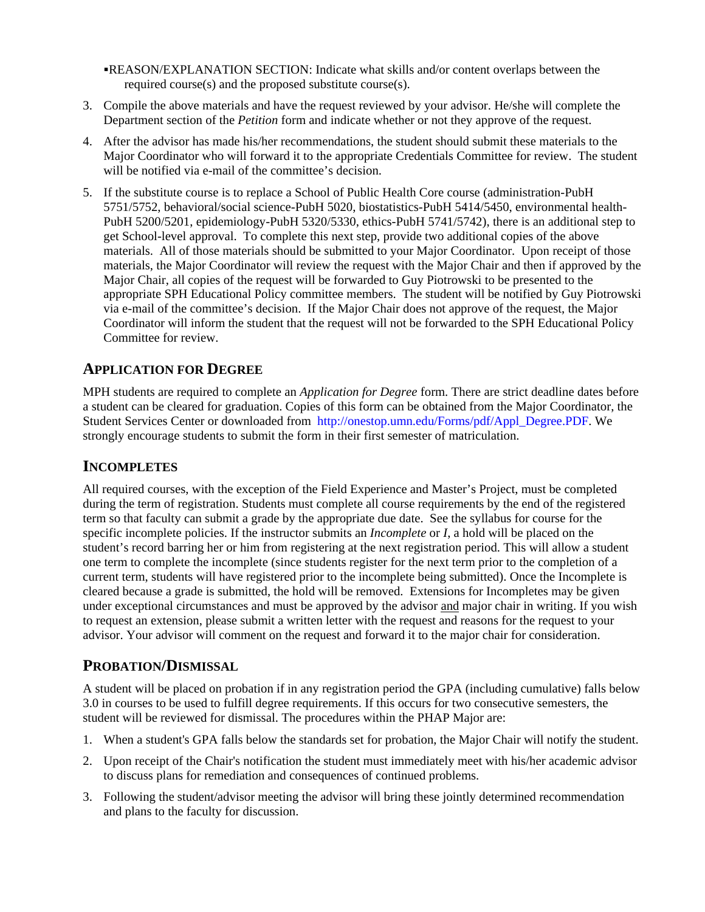▪REASON/EXPLANATION SECTION: Indicate what skills and/or content overlaps between the required course(s) and the proposed substitute course(s).

3. Compile the above materials and have the request reviewed by your advisor. He/she will complete the Department section of the *Petition* form and indicate whether or not they approve of the request.
4. After the advisor has made his/her recommendations, the student should submit these materials to the Major Coordinator who will forward it to the appropriate Credentials Committee for review. The student will be notified via e-mail of the committee's decision.
5. If the substitute course is to replace a School of Public Health Core course (administration-PubH 5751/5752, behavioral/social science-PubH 5020, biostatistics-PubH 5414/5450, environmental health-PubH 5200/5201, epidemiology-PubH 5320/5330, ethics-PubH 5741/5742), there is an additional step to get School-level approval. To complete this next step, provide two additional copies of the above materials. All of those materials should be submitted to your Major Coordinator. Upon receipt of those materials, the Major Coordinator will review the request with the Major Chair and then if approved by the Major Chair, all copies of the request will be forwarded to Guy Piotrowski to be presented to the appropriate SPH Educational Policy committee members. The student will be notified by Guy Piotrowski via e-mail of the committee's decision. If the Major Chair does not approve of the request, the Major Coordinator will inform the student that the request will not be forwarded to the SPH Educational Policy Committee for review.

## Application for Degree

MPH students are required to complete an *Application for Degree* form. There are strict deadline dates before a student can be cleared for graduation. Copies of this form can be obtained from the Major Coordinator, the Student Services Center or downloaded from http://onestop.umn.edu/Forms/pdf/Appl_Degree.PDF. We strongly encourage students to submit the form in their first semester of matriculation.

## Incompletes

All required courses, with the exception of the Field Experience and Master's Project, must be completed during the term of registration. Students must complete all course requirements by the end of the registered term so that faculty can submit a grade by the appropriate due date. See the syllabus for course for the specific incomplete policies. If the instructor submits an *Incomplete* or *I*, a hold will be placed on the student's record barring her or him from registering at the next registration period. This will allow a student one term to complete the incomplete (since students register for the next term prior to the completion of a current term, students will have registered prior to the incomplete being submitted). Once the Incomplete is cleared because a grade is submitted, the hold will be removed. Extensions for Incompletes may be given under exceptional circumstances and must be approved by the advisor and major chair in writing. If you wish to request an extension, please submit a written letter with the request and reasons for the request to your advisor. Your advisor will comment on the request and forward it to the major chair for consideration.

## Probation/Dismissal

A student will be placed on probation if in any registration period the GPA (including cumulative) falls below 3.0 in courses to be used to fulfill degree requirements. If this occurs for two consecutive semesters, the student will be reviewed for dismissal. The procedures within the PHAP Major are:

1. When a student's GPA falls below the standards set for probation, the Major Chair will notify the student.
2. Upon receipt of the Chair's notification the student must immediately meet with his/her academic advisor to discuss plans for remediation and consequences of continued problems.
3. Following the student/advisor meeting the advisor will bring these jointly determined recommendation and plans to the faculty for discussion.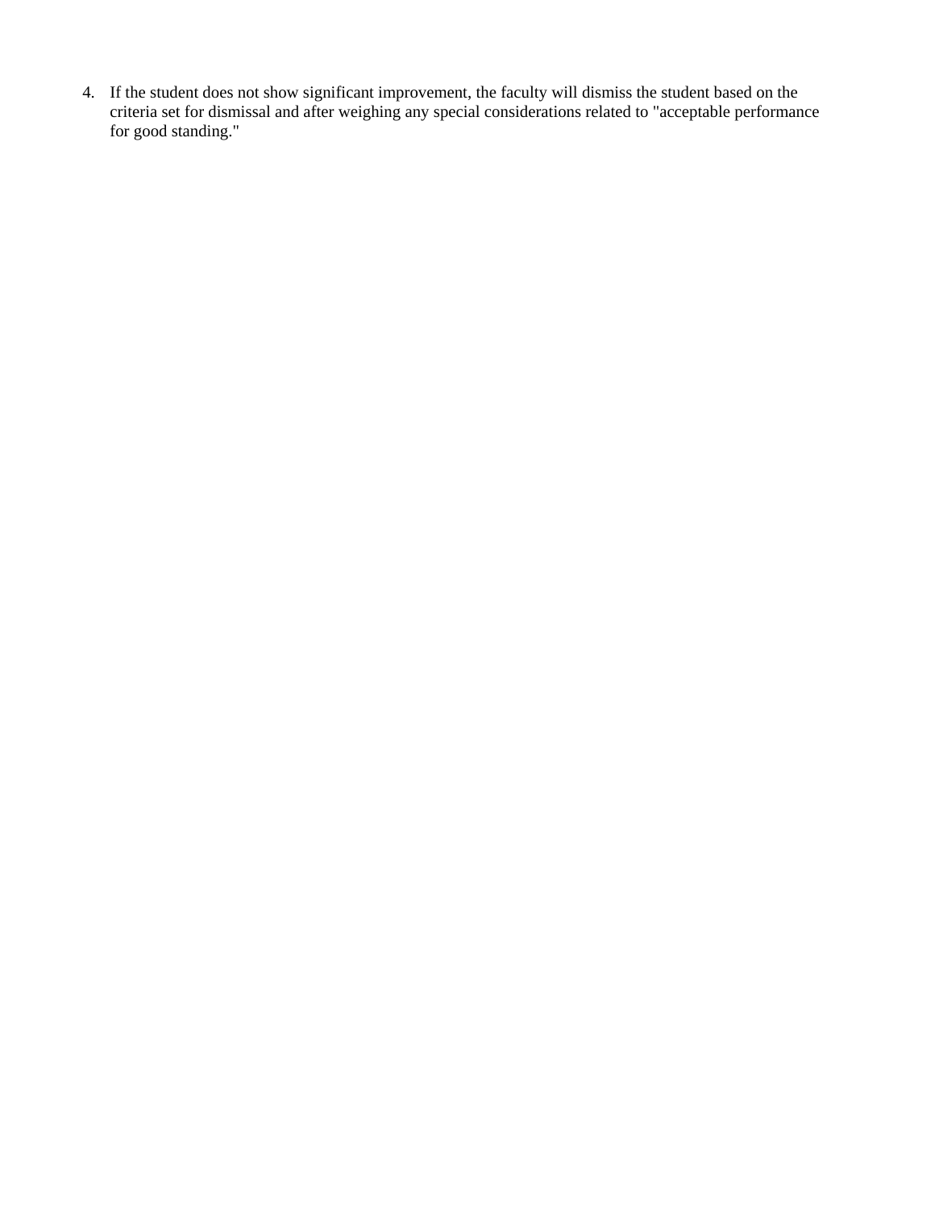4. If the student does not show significant improvement, the faculty will dismiss the student based on the criteria set for dismissal and after weighing any special considerations related to "acceptable performance for good standing."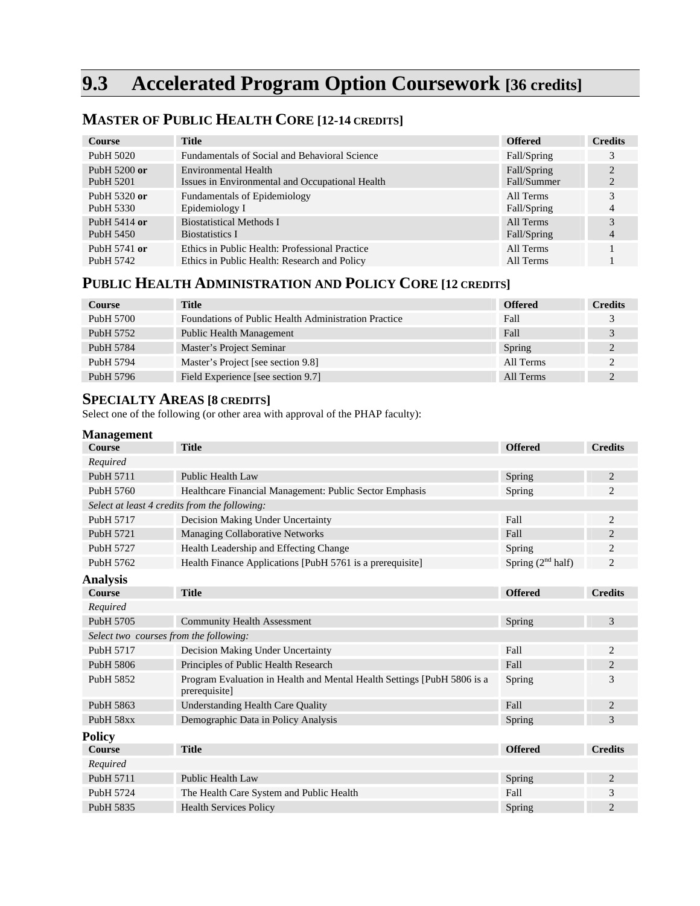# 9.3 Accelerated Program Option Coursework [36 credits]

## Master of Public Health Core [12-14 credits]

| Course | Title | Offered | Credits |
|---|---|---|---|
| PubH 5020 | Fundamentals of Social and Behavioral Science | Fall/Spring | 3 |
| PubH 5200 **or** PubH 5201 | Environmental Health<br>Issues in Environmental and Occupational Health | Fall/Spring<br>Fall/Summer | 2<br>2 |
| PubH 5320 **or** PubH 5330 | Fundamentals of Epidemiology<br>Epidemiology I | All Terms<br>Fall/Spring | 3<br>4 |
| PubH 5414 **or** PubH 5450 | Biostatistical Methods I<br>Biostatistics I | All Terms<br>Fall/Spring | 3<br>4 |
| PubH 5741 **or** PubH 5742 | Ethics in Public Health: Professional Practice<br>Ethics in Public Health: Research and Policy | All Terms<br>All Terms | 1<br>1 |

## Public Health Administration and Policy Core [12 credits]

| Course | Title | Offered | Credits |
|---|---|---|---|
| PubH 5700 | Foundations of Public Health Administration Practice | Fall | 3 |
| PubH 5752 | Public Health Management | Fall | 3 |
| PubH 5784 | Master's Project Seminar | Spring | 2 |
| PubH 5794 | Master's Project [see section 9.8] | All Terms | 2 |
| PubH 5796 | Field Experience [see section 9.7] | All Terms | 2 |

## Specialty Areas [8 credits]

Select one of the following (or other area with approval of the PHAP faculty):

### Management

| Course | Title | Offered | Credits |
|---|---|---|---|
| *Required* | | | |
| PubH 5711 | Public Health Law | Spring | 2 |
| PubH 5760 | Healthcare Financial Management: Public Sector Emphasis | Spring | 2 |
| *Select at least 4 credits from the following:* | | | |
| PubH 5717 | Decision Making Under Uncertainty | Fall | 2 |
| PubH 5721 | Managing Collaborative Networks | Fall | 2 |
| PubH 5727 | Health Leadership and Effecting Change | Spring | 2 |
| PubH 5762 | Health Finance Applications [PubH 5761 is a prerequisite] | Spring (2nd half) | 2 |

### Analysis

| Course | Title | Offered | Credits |
|---|---|---|---|
| *Required* | | | |
| PubH 5705 | Community Health Assessment | Spring | 3 |
| *Select two courses from the following:* | | | |
| PubH 5717 | Decision Making Under Uncertainty | Fall | 2 |
| PubH 5806 | Principles of Public Health Research | Fall | 2 |
| PubH 5852 | Program Evaluation in Health and Mental Health Settings [PubH 5806 is a prerequisite] | Spring | 3 |
| PubH 5863 | Understanding Health Care Quality | Fall | 2 |
| PubH 58xx | Demographic Data in Policy Analysis | Spring | 3 |

### Policy

| Course | Title | Offered | Credits |
|---|---|---|---|
| *Required* | | | |
| PubH 5711 | Public Health Law | Spring | 2 |
| PubH 5724 | The Health Care System and Public Health | Fall | 3 |
| PubH 5835 | Health Services Policy | Spring | 2 |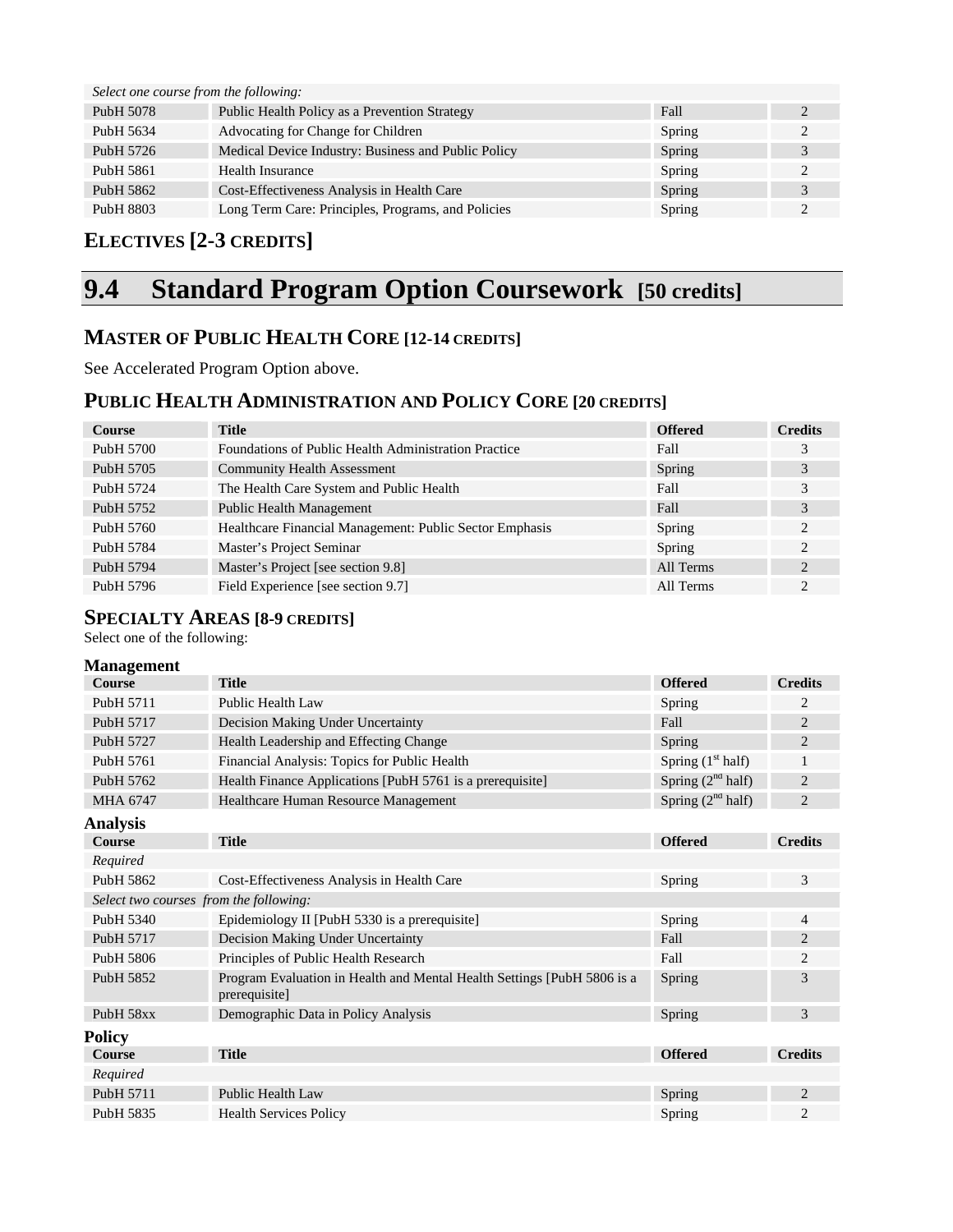| | | | |
|---|---|---|---|
| *Select one course from the following:* | | | |
| PubH 5078 | Public Health Policy as a Prevention Strategy | Fall | 2 |
| PubH 5634 | Advocating for Change for Children | Spring | 2 |
| PubH 5726 | Medical Device Industry: Business and Public Policy | Spring | 3 |
| PubH 5861 | Health Insurance | Spring | 2 |
| PubH 5862 | Cost-Effectiveness Analysis in Health Care | Spring | 3 |
| PubH 8803 | Long Term Care: Principles, Programs, and Policies | Spring | 2 |

### ELECTIVES [2-3 CREDITS]

## 9.4 Standard Program Option Coursework [50 credits]

### MASTER OF PUBLIC HEALTH CORE [12-14 CREDITS]

See Accelerated Program Option above.

### PUBLIC HEALTH ADMINISTRATION AND POLICY CORE [20 CREDITS]

| Course | Title | Offered | Credits |
|---|---|---|---|
| PubH 5700 | Foundations of Public Health Administration Practice | Fall | 3 |
| PubH 5705 | Community Health Assessment | Spring | 3 |
| PubH 5724 | The Health Care System and Public Health | Fall | 3 |
| PubH 5752 | Public Health Management | Fall | 3 |
| PubH 5760 | Healthcare Financial Management: Public Sector Emphasis | Spring | 2 |
| PubH 5784 | Master's Project Seminar | Spring | 2 |
| PubH 5794 | Master's Project [see section 9.8] | All Terms | 2 |
| PubH 5796 | Field Experience [see section 9.7] | All Terms | 2 |

### SPECIALTY AREAS [8-9 CREDITS]

Select one of the following:

**Management**

| Course | Title | Offered | Credits |
|---|---|---|---|
| PubH 5711 | Public Health Law | Spring | 2 |
| PubH 5717 | Decision Making Under Uncertainty | Fall | 2 |
| PubH 5727 | Health Leadership and Effecting Change | Spring | 2 |
| PubH 5761 | Financial Analysis: Topics for Public Health | Spring (1st half) | 1 |
| PubH 5762 | Health Finance Applications [PubH 5761 is a prerequisite] | Spring (2nd half) | 2 |
| MHA 6747 | Healthcare Human Resource Management | Spring (2nd half) | 2 |

**Analysis**

| Course | Title | Offered | Credits |
|---|---|---|---|
| *Required* | | | |
| PubH 5862 | Cost-Effectiveness Analysis in Health Care | Spring | 3 |
| *Select two courses from the following:* | | | |
| PubH 5340 | Epidemiology II [PubH 5330 is a prerequisite] | Spring | 4 |
| PubH 5717 | Decision Making Under Uncertainty | Fall | 2 |
| PubH 5806 | Principles of Public Health Research | Fall | 2 |
| PubH 5852 | Program Evaluation in Health and Mental Health Settings [PubH 5806 is a prerequisite] | Spring | 3 |
| PubH 58xx | Demographic Data in Policy Analysis | Spring | 3 |

**Policy**

| Course | Title | Offered | Credits |
|---|---|---|---|
| *Required* | | | |
| PubH 5711 | Public Health Law | Spring | 2 |
| PubH 5835 | Health Services Policy | Spring | 2 |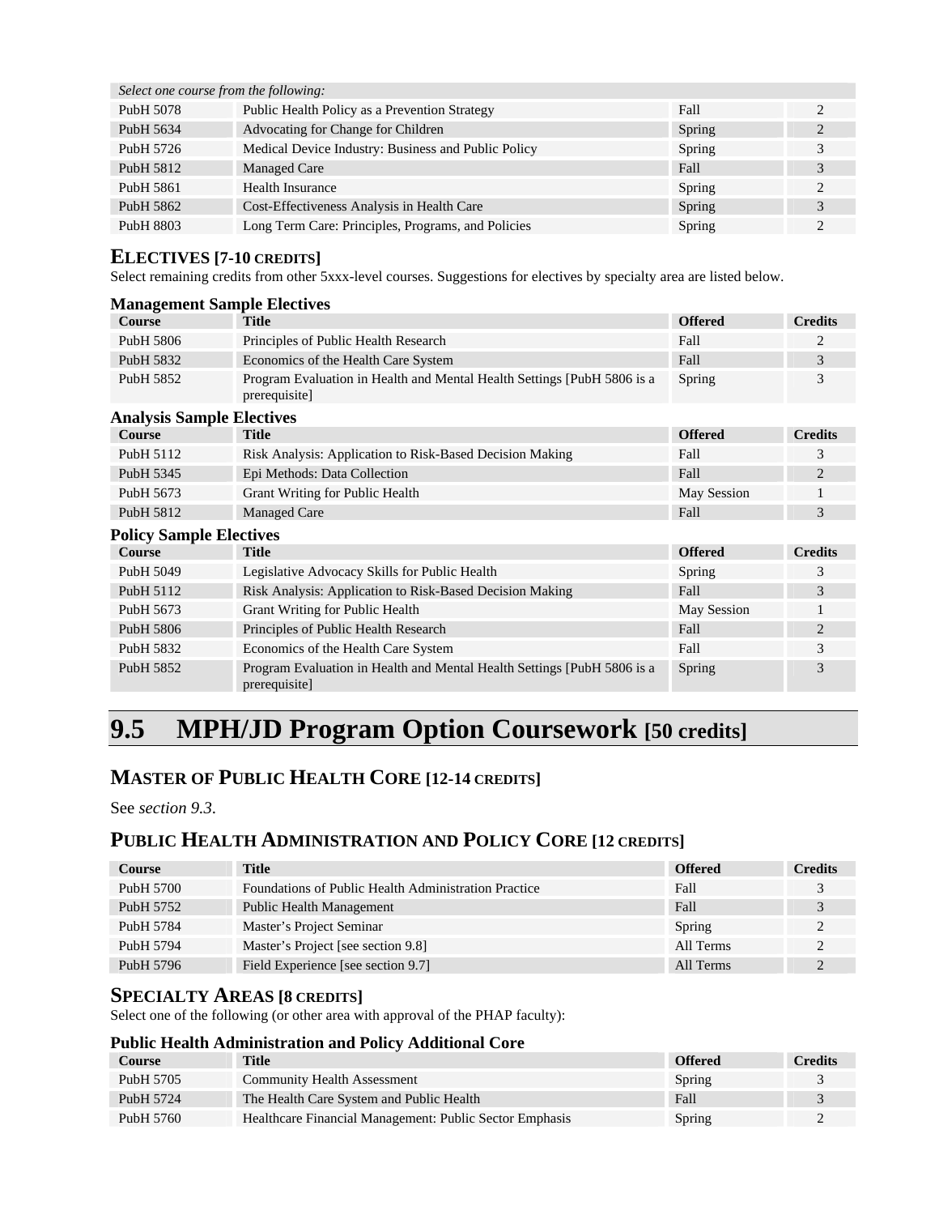| *Select one course from the following:* | | | |
|---|---|---|---|
| PubH 5078 | Public Health Policy as a Prevention Strategy | Fall | 2 |
| PubH 5634 | Advocating for Change for Children | Spring | 2 |
| PubH 5726 | Medical Device Industry: Business and Public Policy | Spring | 3 |
| PubH 5812 | Managed Care | Fall | 3 |
| PubH 5861 | Health Insurance | Spring | 2 |
| PubH 5862 | Cost-Effectiveness Analysis in Health Care | Spring | 3 |
| PubH 8803 | Long Term Care: Principles, Programs, and Policies | Spring | 2 |

## ELECTIVES [7-10 CREDITS]

Select remaining credits from other 5xxx-level courses. Suggestions for electives by specialty area are listed below.

### Management Sample Electives

| Course | Title | Offered | Credits |
|---|---|---|---|
| PubH 5806 | Principles of Public Health Research | Fall | 2 |
| PubH 5832 | Economics of the Health Care System | Fall | 3 |
| PubH 5852 | Program Evaluation in Health and Mental Health Settings [PubH 5806 is a prerequisite] | Spring | 3 |

### Analysis Sample Electives

| Course | Title | Offered | Credits |
|---|---|---|---|
| PubH 5112 | Risk Analysis: Application to Risk-Based Decision Making | Fall | 3 |
| PubH 5345 | Epi Methods: Data Collection | Fall | 2 |
| PubH 5673 | Grant Writing for Public Health | May Session | 1 |
| PubH 5812 | Managed Care | Fall | 3 |

### Policy Sample Electives

| Course | Title | Offered | Credits |
|---|---|---|---|
| PubH 5049 | Legislative Advocacy Skills for Public Health | Spring | 3 |
| PubH 5112 | Risk Analysis: Application to Risk-Based Decision Making | Fall | 3 |
| PubH 5673 | Grant Writing for Public Health | May Session | 1 |
| PubH 5806 | Principles of Public Health Research | Fall | 2 |
| PubH 5832 | Economics of the Health Care System | Fall | 3 |
| PubH 5852 | Program Evaluation in Health and Mental Health Settings [PubH 5806 is a prerequisite] | Spring | 3 |

# 9.5 MPH/JD Program Option Coursework [50 credits]

## MASTER OF PUBLIC HEALTH CORE [12-14 CREDITS]

See *section 9.3*.

## PUBLIC HEALTH ADMINISTRATION AND POLICY CORE [12 CREDITS]

| Course | Title | Offered | Credits |
|---|---|---|---|
| PubH 5700 | Foundations of Public Health Administration Practice | Fall | 3 |
| PubH 5752 | Public Health Management | Fall | 3 |
| PubH 5784 | Master's Project Seminar | Spring | 2 |
| PubH 5794 | Master's Project [see section 9.8] | All Terms | 2 |
| PubH 5796 | Field Experience [see section 9.7] | All Terms | 2 |

## SPECIALTY AREAS [8 CREDITS]

Select one of the following (or other area with approval of the PHAP faculty):

### Public Health Administration and Policy Additional Core

| Course | Title | Offered | Credits |
|---|---|---|---|
| PubH 5705 | Community Health Assessment | Spring | 3 |
| PubH 5724 | The Health Care System and Public Health | Fall | 3 |
| PubH 5760 | Healthcare Financial Management: Public Sector Emphasis | Spring | 2 |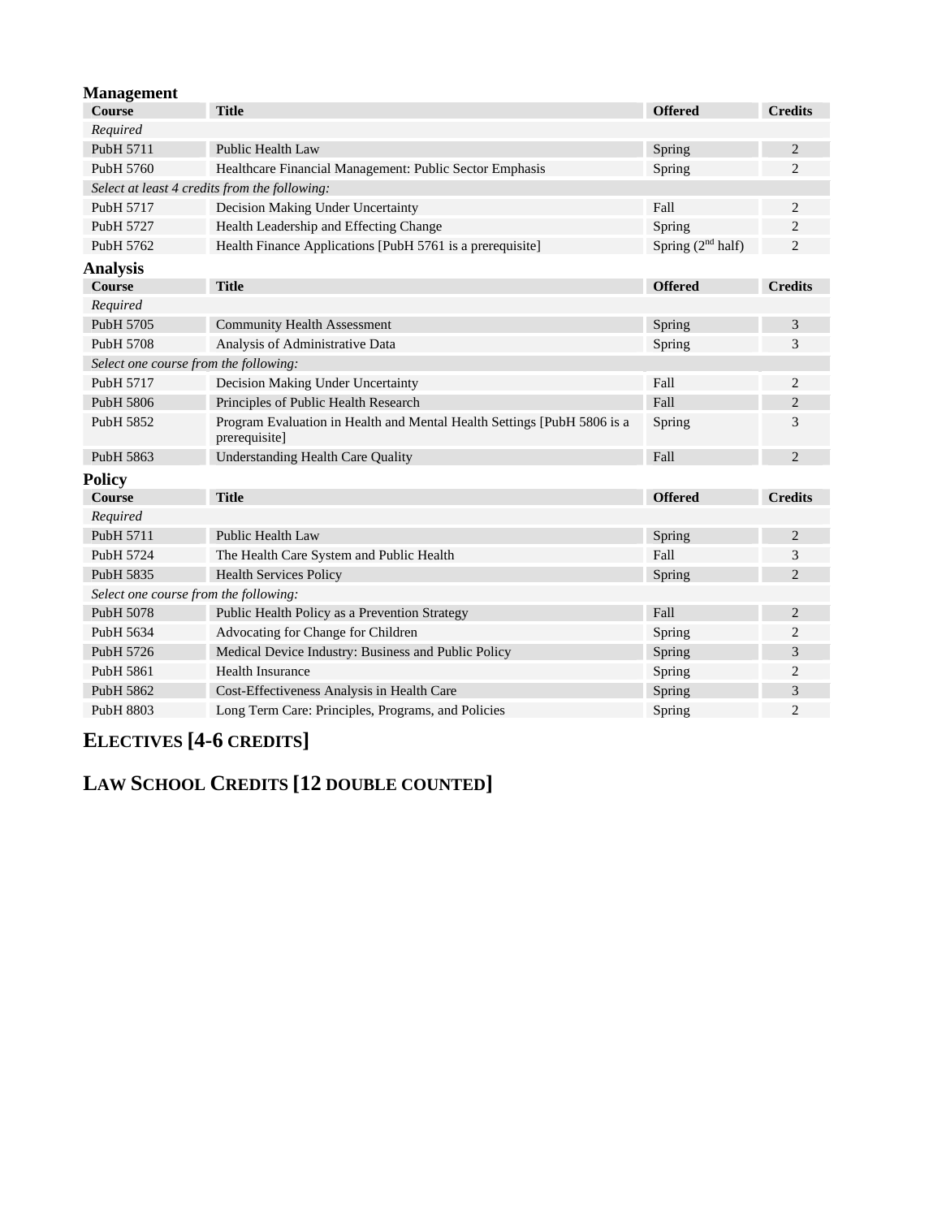### Management

| Course | Title | Offered | Credits |
|---|---|---|---|
| *Required* | | | |
| PubH 5711 | Public Health Law | Spring | 2 |
| PubH 5760 | Healthcare Financial Management: Public Sector Emphasis | Spring | 2 |
| *Select at least 4 credits from the following:* | | | |
| PubH 5717 | Decision Making Under Uncertainty | Fall | 2 |
| PubH 5727 | Health Leadership and Effecting Change | Spring | 2 |
| PubH 5762 | Health Finance Applications [PubH 5761 is a prerequisite] | Spring (2nd half) | 2 |

### Analysis

| Course | Title | Offered | Credits |
|---|---|---|---|
| *Required* | | | |
| PubH 5705 | Community Health Assessment | Spring | 3 |
| PubH 5708 | Analysis of Administrative Data | Spring | 3 |
| *Select one course from the following:* | | | |
| PubH 5717 | Decision Making Under Uncertainty | Fall | 2 |
| PubH 5806 | Principles of Public Health Research | Fall | 2 |
| PubH 5852 | Program Evaluation in Health and Mental Health Settings [PubH 5806 is a prerequisite] | Spring | 3 |
| PubH 5863 | Understanding Health Care Quality | Fall | 2 |

### Policy

| Course | Title | Offered | Credits |
|---|---|---|---|
| *Required* | | | |
| PubH 5711 | Public Health Law | Spring | 2 |
| PubH 5724 | The Health Care System and Public Health | Fall | 3 |
| PubH 5835 | Health Services Policy | Spring | 2 |
| *Select one course from the following:* | | | |
| PubH 5078 | Public Health Policy as a Prevention Strategy | Fall | 2 |
| PubH 5634 | Advocating for Change for Children | Spring | 2 |
| PubH 5726 | Medical Device Industry: Business and Public Policy | Spring | 3 |
| PubH 5861 | Health Insurance | Spring | 2 |
| PubH 5862 | Cost-Effectiveness Analysis in Health Care | Spring | 3 |
| PubH 8803 | Long Term Care: Principles, Programs, and Policies | Spring | 2 |

## ELECTIVES [4-6 CREDITS]

## LAW SCHOOL CREDITS [12 DOUBLE COUNTED]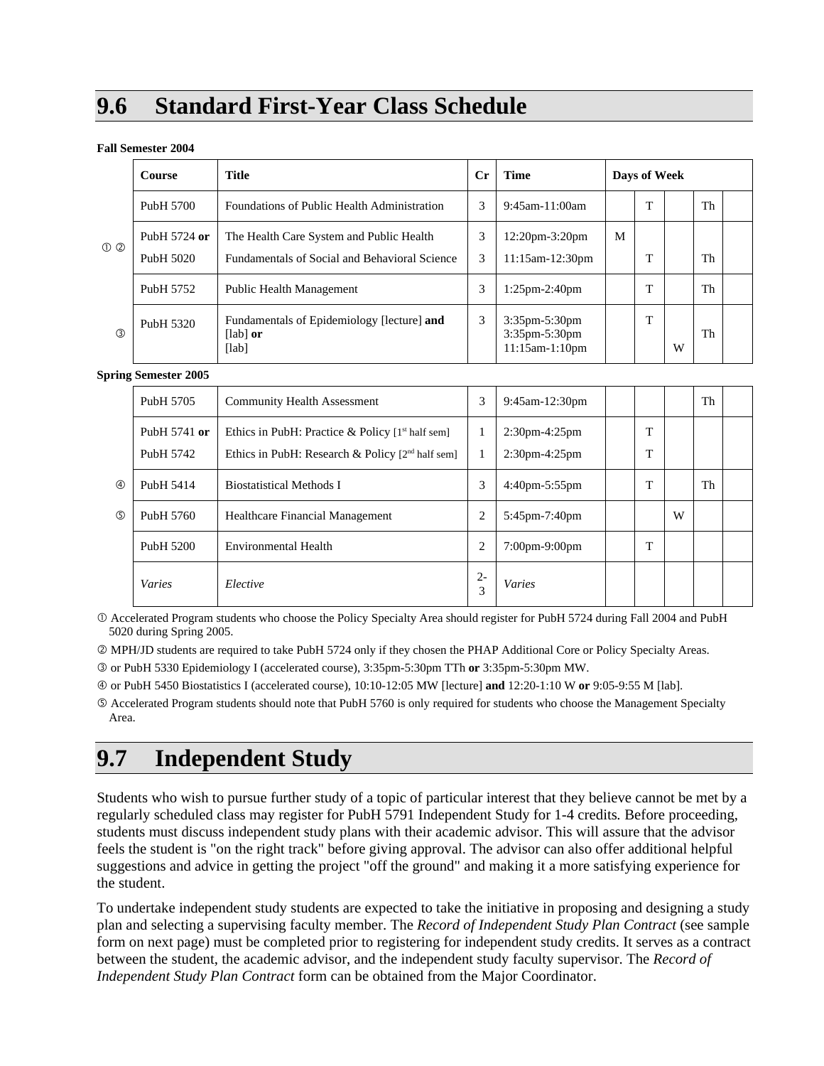## 9.6 Standard First-Year Class Schedule

**Fall Semester 2004**

| | Course | Title | Cr | Time | Days of Week | | | | |
|---|---|---|---|---|---|---|---|---|---|
| | PubH 5700 | Foundations of Public Health Administration | 3 | 9:45am-11:00am | | T | | Th | |
| ➀ ➁ | PubH 5724 **or**<br>PubH 5020 | The Health Care System and Public Health<br>Fundamentals of Social and Behavioral Science | 3<br>3 | 12:20pm-3:20pm<br>11:15am-12:30pm | M | <br>T | | <br>Th | |
| | PubH 5752 | Public Health Management | 3 | 1:25pm-2:40pm | | T | | Th | |
| ➂ | PubH 5320 | Fundamentals of Epidemiology [lecture] **and** [lab] **or** [lab] | 3 | 3:35pm-5:30pm<br>3:35pm-5:30pm<br>11:15am-1:10pm | | T | <br><br>W | <br>Th | |

**Spring Semester 2005**

| | Course | Title | Cr | Time | | | | | |
|---|---|---|---|---|---|---|---|---|---|
| | PubH 5705 | Community Health Assessment | 3 | 9:45am-12:30pm | | | | Th | |
| | PubH 5741 **or**<br>PubH 5742 | Ethics in PubH: Practice & Policy [1st half sem]<br>Ethics in PubH: Research & Policy [2nd half sem] | 1<br>1 | 2:30pm-4:25pm<br>2:30pm-4:25pm | | T<br>T | | | |
| ➃ | PubH 5414 | Biostatistical Methods I | 3 | 4:40pm-5:55pm | | T | | Th | |
| ➄ | PubH 5760 | Healthcare Financial Management | 2 | 5:45pm-7:40pm | | | W | | |
| | PubH 5200 | Environmental Health | 2 | 7:00pm-9:00pm | | T | | | |
| | *Varies* | *Elective* | 2-3 | *Varies* | | | | | |

➀ Accelerated Program students who choose the Policy Specialty Area should register for PubH 5724 during Fall 2004 and PubH 5020 during Spring 2005.

➁ MPH/JD students are required to take PubH 5724 only if they chosen the PHAP Additional Core or Policy Specialty Areas.

➂ or PubH 5330 Epidemiology I (accelerated course), 3:35pm-5:30pm TTh **or** 3:35pm-5:30pm MW.

➃ or PubH 5450 Biostatistics I (accelerated course), 10:10-12:05 MW [lecture] **and** 12:20-1:10 W **or** 9:05-9:55 M [lab].

➄ Accelerated Program students should note that PubH 5760 is only required for students who choose the Management Specialty Area.

## 9.7 Independent Study

Students who wish to pursue further study of a topic of particular interest that they believe cannot be met by a regularly scheduled class may register for PubH 5791 Independent Study for 1-4 credits. Before proceeding, students must discuss independent study plans with their academic advisor. This will assure that the advisor feels the student is "on the right track" before giving approval. The advisor can also offer additional helpful suggestions and advice in getting the project "off the ground" and making it a more satisfying experience for the student.

To undertake independent study students are expected to take the initiative in proposing and designing a study plan and selecting a supervising faculty member. The *Record of Independent Study Plan Contract* (see sample form on next page) must be completed prior to registering for independent study credits. It serves as a contract between the student, the academic advisor, and the independent study faculty supervisor. The *Record of Independent Study Plan Contract* form can be obtained from the Major Coordinator.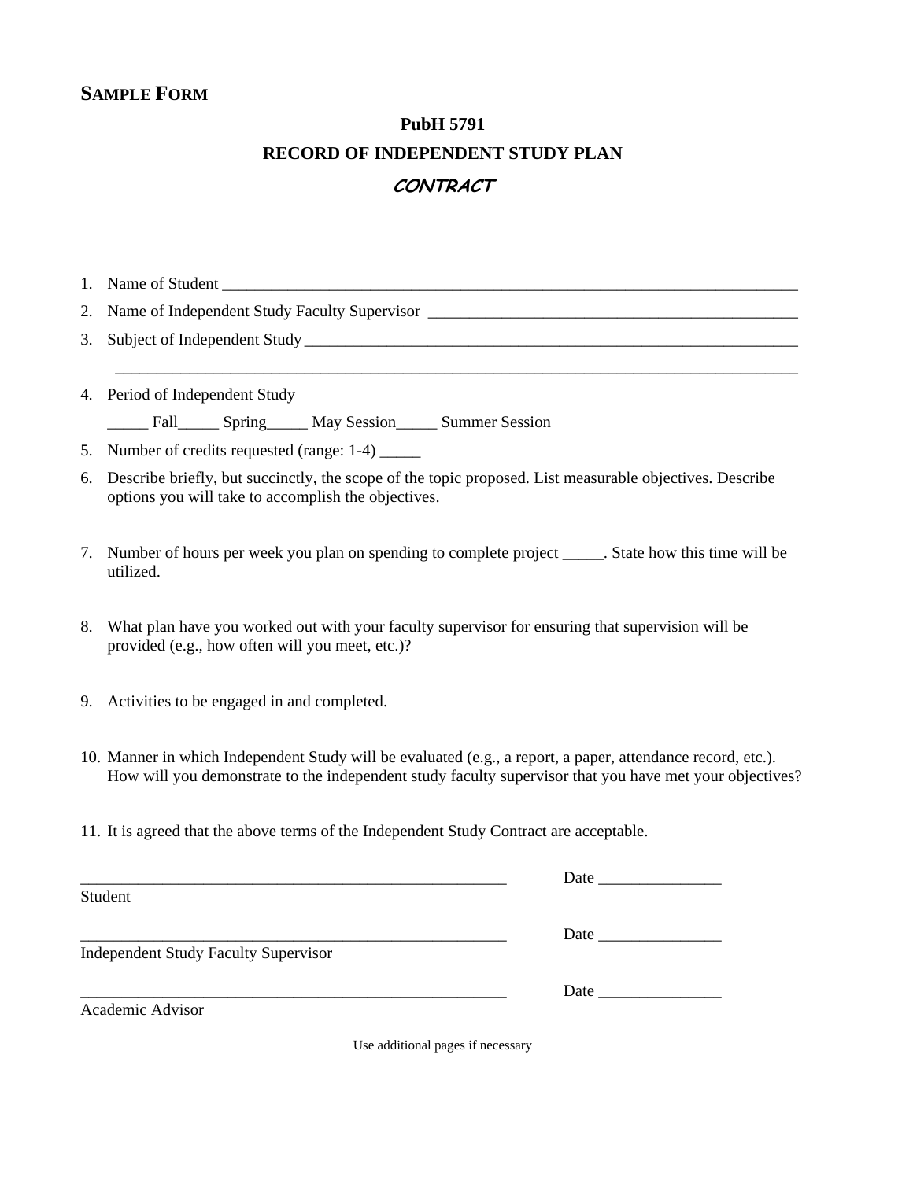**SAMPLE FORM**

**PubH 5791**

**RECORD OF INDEPENDENT STUDY PLAN**

***CONTRACT***

1. Name of Student ___________________________________________________________________________
2. Name of Independent Study Faculty Supervisor _______________________________________________
3. Subject of Independent Study _________________________________________________________________

   _______________________________________________________________________________________
4. Period of Independent Study

   _____ Fall_____ Spring_____ May Session_____ Summer Session
5. Number of credits requested (range: 1-4) _____
6. Describe briefly, but succinctly, the scope of the topic proposed. List measurable objectives. Describe options you will take to accomplish the objectives.
7. Number of hours per week you plan on spending to complete project _____. State how this time will be utilized.
8. What plan have you worked out with your faculty supervisor for ensuring that supervision will be provided (e.g., how often will you meet, etc.)?
9. Activities to be engaged in and completed.
10. Manner in which Independent Study will be evaluated (e.g., a report, a paper, attendance record, etc.). How will you demonstrate to the independent study faculty supervisor that you have met your objectives?
11. It is agreed that the above terms of the Independent Study Contract are acceptable.

_______________________________________________________ Date _______________

Student

_______________________________________________________ Date _______________

Independent Study Faculty Supervisor

_______________________________________________________ Date _______________

Academic Advisor

Use additional pages if necessary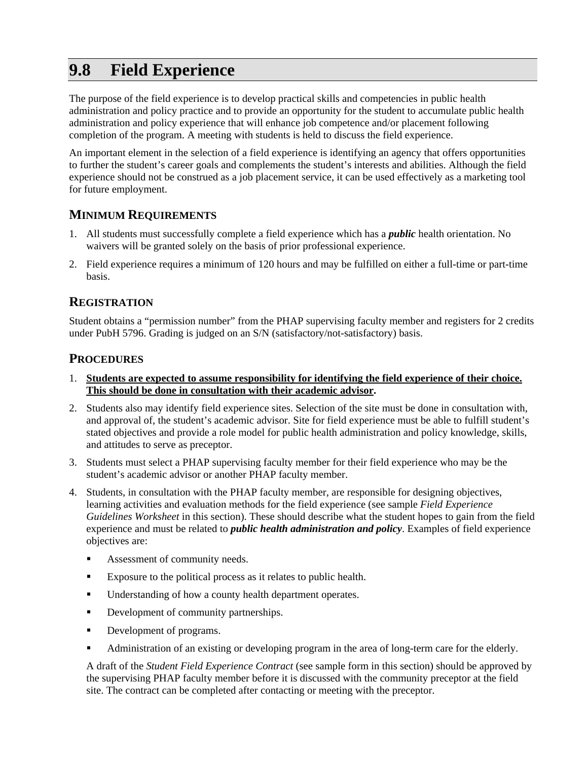# 9.8 Field Experience

The purpose of the field experience is to develop practical skills and competencies in public health administration and policy practice and to provide an opportunity for the student to accumulate public health administration and policy experience that will enhance job competence and/or placement following completion of the program. A meeting with students is held to discuss the field experience.

An important element in the selection of a field experience is identifying an agency that offers opportunities to further the student's career goals and complements the student's interests and abilities. Although the field experience should not be construed as a job placement service, it can be used effectively as a marketing tool for future employment.

## Minimum Requirements

1. All students must successfully complete a field experience which has a ***public*** health orientation. No waivers will be granted solely on the basis of prior professional experience.
2. Field experience requires a minimum of 120 hours and may be fulfilled on either a full-time or part-time basis.

## Registration

Student obtains a "permission number" from the PHAP supervising faculty member and registers for 2 credits under PubH 5796. Grading is judged on an S/N (satisfactory/not-satisfactory) basis.

## Procedures

1. **<u>Students are expected to assume responsibility for identifying the field experience of their choice. This should be done in consultation with their academic advisor</u>.**
2. Students also may identify field experience sites. Selection of the site must be done in consultation with, and approval of, the student's academic advisor. Site for field experience must be able to fulfill student's stated objectives and provide a role model for public health administration and policy knowledge, skills, and attitudes to serve as preceptor.
3. Students must select a PHAP supervising faculty member for their field experience who may be the student's academic advisor or another PHAP faculty member.
4. Students, in consultation with the PHAP faculty member, are responsible for designing objectives, learning activities and evaluation methods for the field experience (see sample *Field Experience Guidelines Worksheet* in this section). These should describe what the student hopes to gain from the field experience and must be related to ***public health administration and policy***. Examples of field experience objectives are:
   - Assessment of community needs.
   - Exposure to the political process as it relates to public health.
   - Understanding of how a county health department operates.
   - Development of community partnerships.
   - Development of programs.
   - Administration of an existing or developing program in the area of long-term care for the elderly.

   A draft of the *Student Field Experience Contract* (see sample form in this section) should be approved by the supervising PHAP faculty member before it is discussed with the community preceptor at the field site. The contract can be completed after contacting or meeting with the preceptor.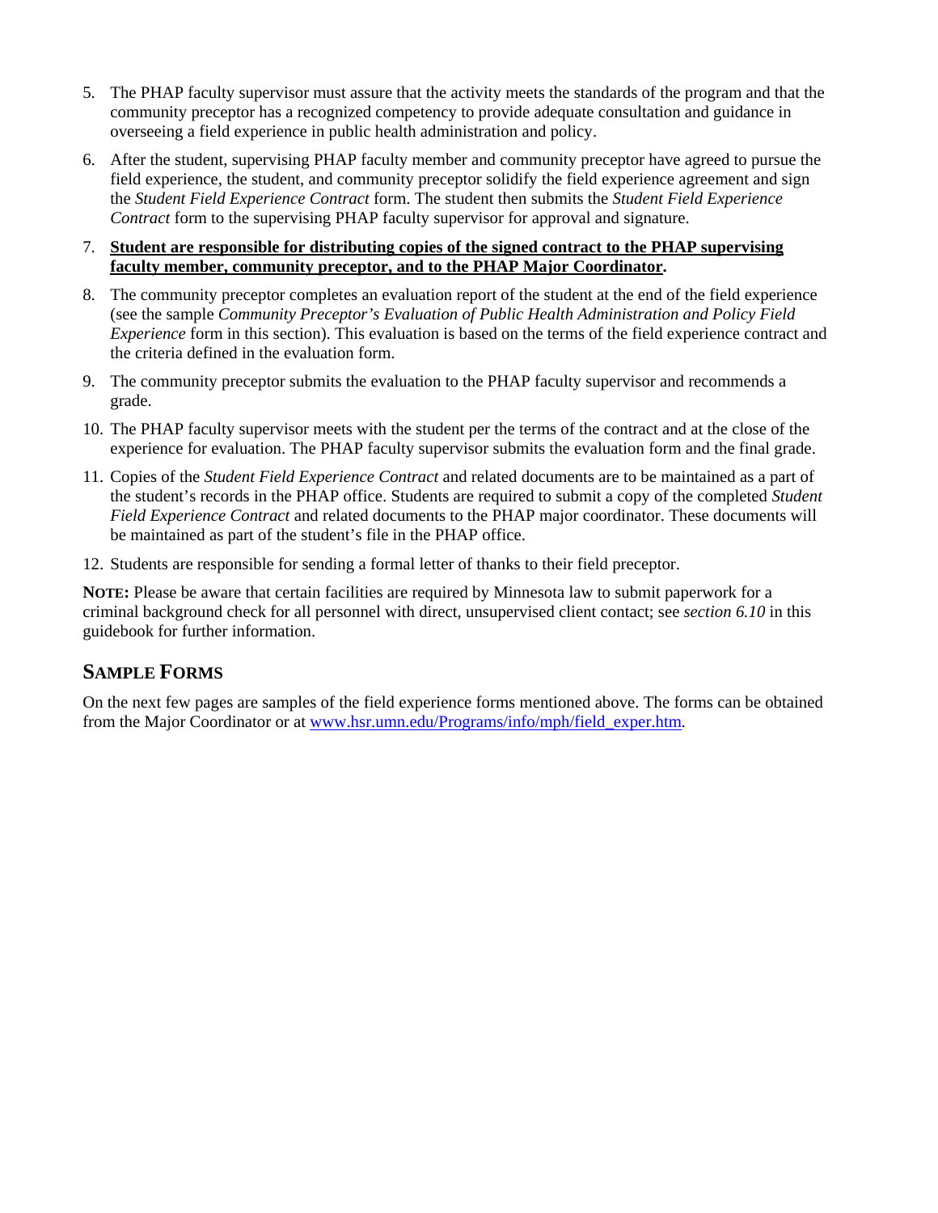5. The PHAP faculty supervisor must assure that the activity meets the standards of the program and that the community preceptor has a recognized competency to provide adequate consultation and guidance in overseeing a field experience in public health administration and policy.
6. After the student, supervising PHAP faculty member and community preceptor have agreed to pursue the field experience, the student, and community preceptor solidify the field experience agreement and sign the *Student Field Experience Contract* form. The student then submits the *Student Field Experience Contract* form to the supervising PHAP faculty supervisor for approval and signature.
7. **Student are responsible for distributing copies of the signed contract to the PHAP supervising faculty member, community preceptor, and to the PHAP Major Coordinator.**
8. The community preceptor completes an evaluation report of the student at the end of the field experience (see the sample *Community Preceptor's Evaluation of Public Health Administration and Policy Field Experience* form in this section). This evaluation is based on the terms of the field experience contract and the criteria defined in the evaluation form.
9. The community preceptor submits the evaluation to the PHAP faculty supervisor and recommends a grade.
10. The PHAP faculty supervisor meets with the student per the terms of the contract and at the close of the experience for evaluation. The PHAP faculty supervisor submits the evaluation form and the final grade.
11. Copies of the *Student Field Experience Contract* and related documents are to be maintained as a part of the student's records in the PHAP office. Students are required to submit a copy of the completed *Student Field Experience Contract* and related documents to the PHAP major coordinator. These documents will be maintained as part of the student's file in the PHAP office.
12. Students are responsible for sending a formal letter of thanks to their field preceptor.

**NOTE:** Please be aware that certain facilities are required by Minnesota law to submit paperwork for a criminal background check for all personnel with direct, unsupervised client contact; see *section 6.10* in this guidebook for further information.

## SAMPLE FORMS

On the next few pages are samples of the field experience forms mentioned above. The forms can be obtained from the Major Coordinator or at [www.hsr.umn.edu/Programs/info/mph/field_exper.htm](www.hsr.umn.edu/Programs/info/mph/field_exper.htm).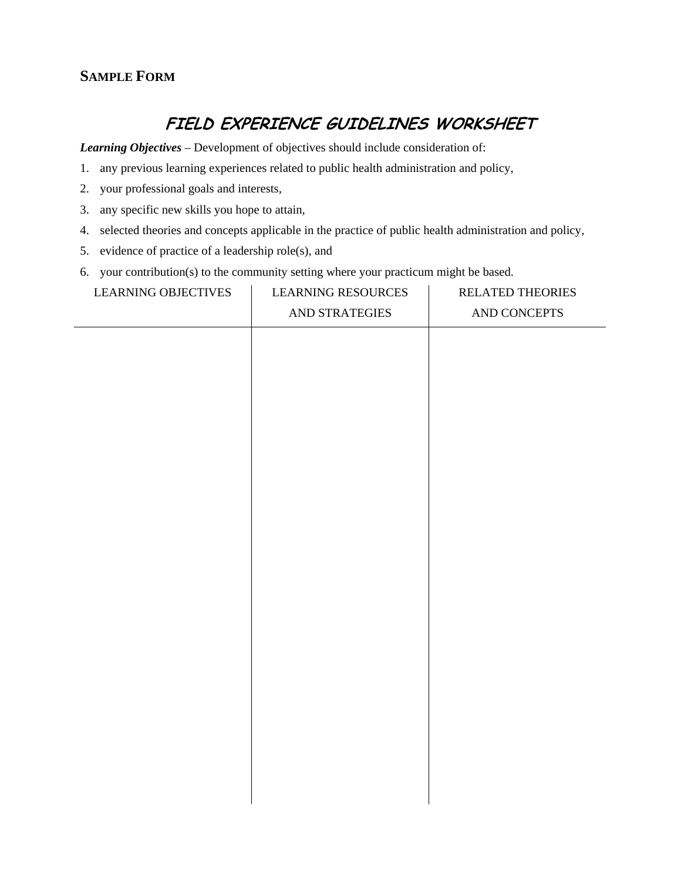**SAMPLE FORM**

## *FIELD EXPERIENCE GUIDELINES WORKSHEET*

***Learning Objectives*** – Development of objectives should include consideration of:

1. any previous learning experiences related to public health administration and policy,
2. your professional goals and interests,
3. any specific new skills you hope to attain,
4. selected theories and concepts applicable in the practice of public health administration and policy,
5. evidence of practice of a leadership role(s), and
6. your contribution(s) to the community setting where your practicum might be based.

| LEARNING OBJECTIVES | LEARNING RESOURCES AND STRATEGIES | RELATED THEORIES AND CONCEPTS |
|---|---|---|
| | | |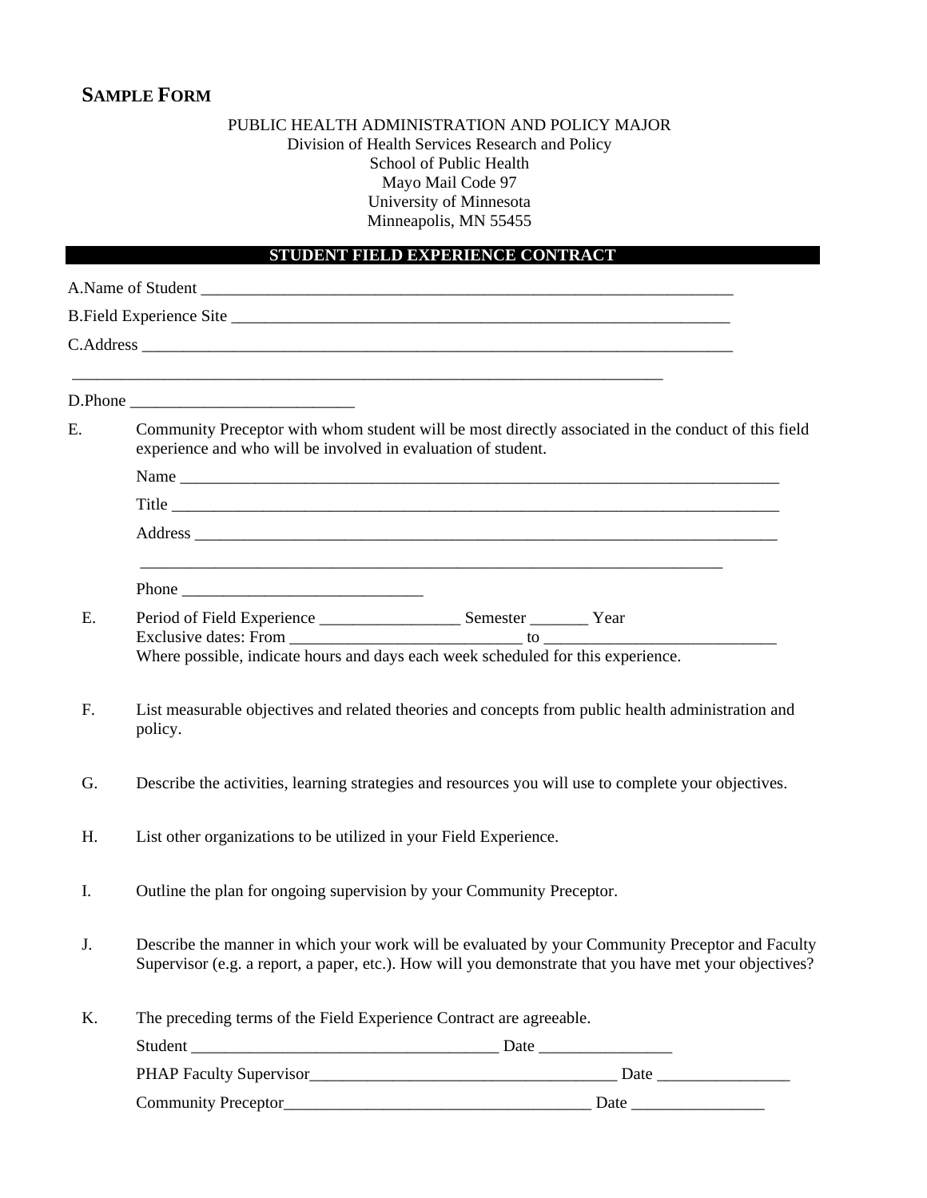## SAMPLE FORM

PUBLIC HEALTH ADMINISTRATION AND POLICY MAJOR
Division of Health Services Research and Policy
School of Public Health
Mayo Mail Code 97
University of Minnesota
Minneapolis, MN 55455

### STUDENT FIELD EXPERIENCE CONTRACT

A.Name of Student ____________________________________________________________________

B.Field Experience Site _________________________________________________________________

C.Address _____________________________________________________________________________

_____________________________________________________________________________

D.Phone ___________________________

E. Community Preceptor with whom student will be most directly associated in the conduct of this field experience and who will be involved in evaluation of student.

Name ______________________________________________________________________________

Title _______________________________________________________________________________

Address ____________________________________________________________________________

_____________________________________________________________________________

Phone _____________________________

E. Period of Field Experience _________________ Semester _______ Year
Exclusive dates: From ____________________________ to ____________________________
Where possible, indicate hours and days each week scheduled for this experience.

F. List measurable objectives and related theories and concepts from public health administration and policy.

G. Describe the activities, learning strategies and resources you will use to complete your objectives.

H. List other organizations to be utilized in your Field Experience.

I. Outline the plan for ongoing supervision by your Community Preceptor.

J. Describe the manner in which your work will be evaluated by your Community Preceptor and Faculty Supervisor (e.g. a report, a paper, etc.). How will you demonstrate that you have met your objectives?

K. The preceding terms of the Field Experience Contract are agreeable.

Student ______________________________________ Date ________________

PHAP Faculty Supervisor______________________________________ Date ________________

Community Preceptor______________________________________ Date ________________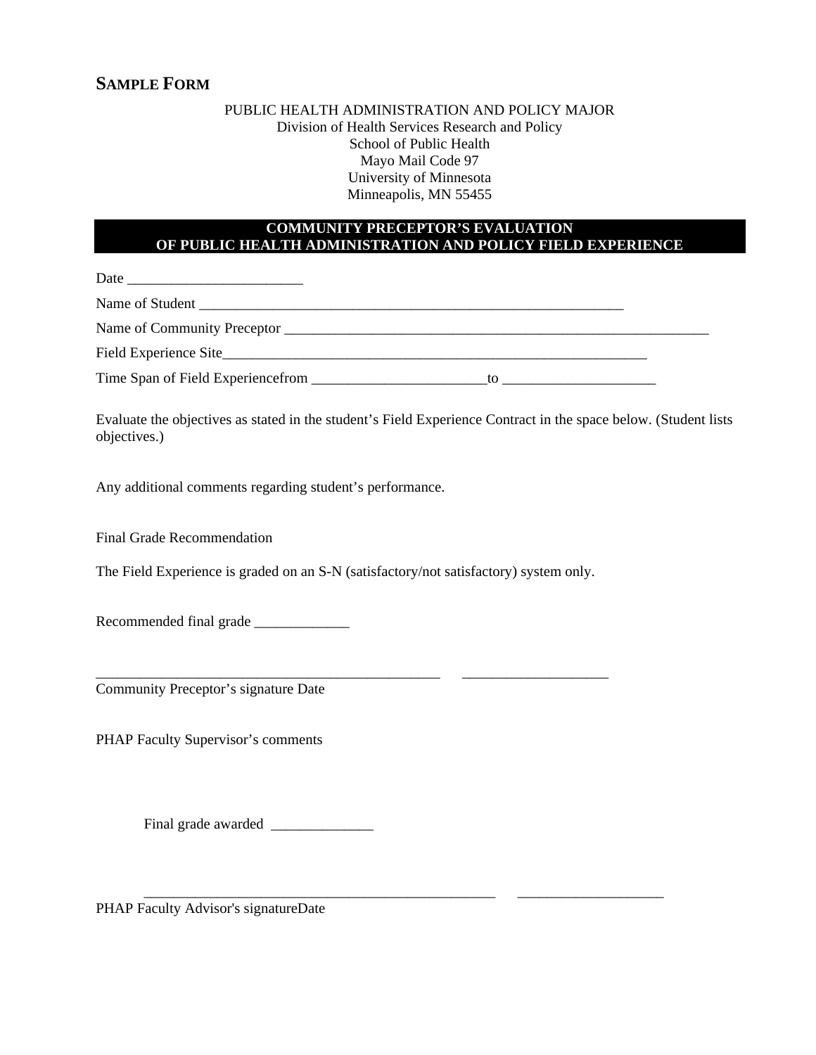## Sample Form

PUBLIC HEALTH ADMINISTRATION AND POLICY MAJOR
Division of Health Services Research and Policy
School of Public Health
Mayo Mail Code 97
University of Minnesota
Minneapolis, MN 55455

### COMMUNITY PRECEPTOR'S EVALUATION OF PUBLIC HEALTH ADMINISTRATION AND POLICY FIELD EXPERIENCE

Date ________________________

Name of Student ____________________________________________________________

Name of Community Preceptor ____________________________________________________________

Field Experience Site____________________________________________________________

Time Span of Field Experiencefrom ________________________to ____________________

Evaluate the objectives as stated in the student's Field Experience Contract in the space below. (Student lists objectives.)

Any additional comments regarding student's performance.

Final Grade Recommendation

The Field Experience is graded on an S-N (satisfactory/not satisfactory) system only.

Recommended final grade _____________

________________________________________________ ____________________
Community Preceptor's signature Date

PHAP Faculty Supervisor's comments

Final grade awarded ______________

________________________________________________ ____________________
PHAP Faculty Advisor's signatureDate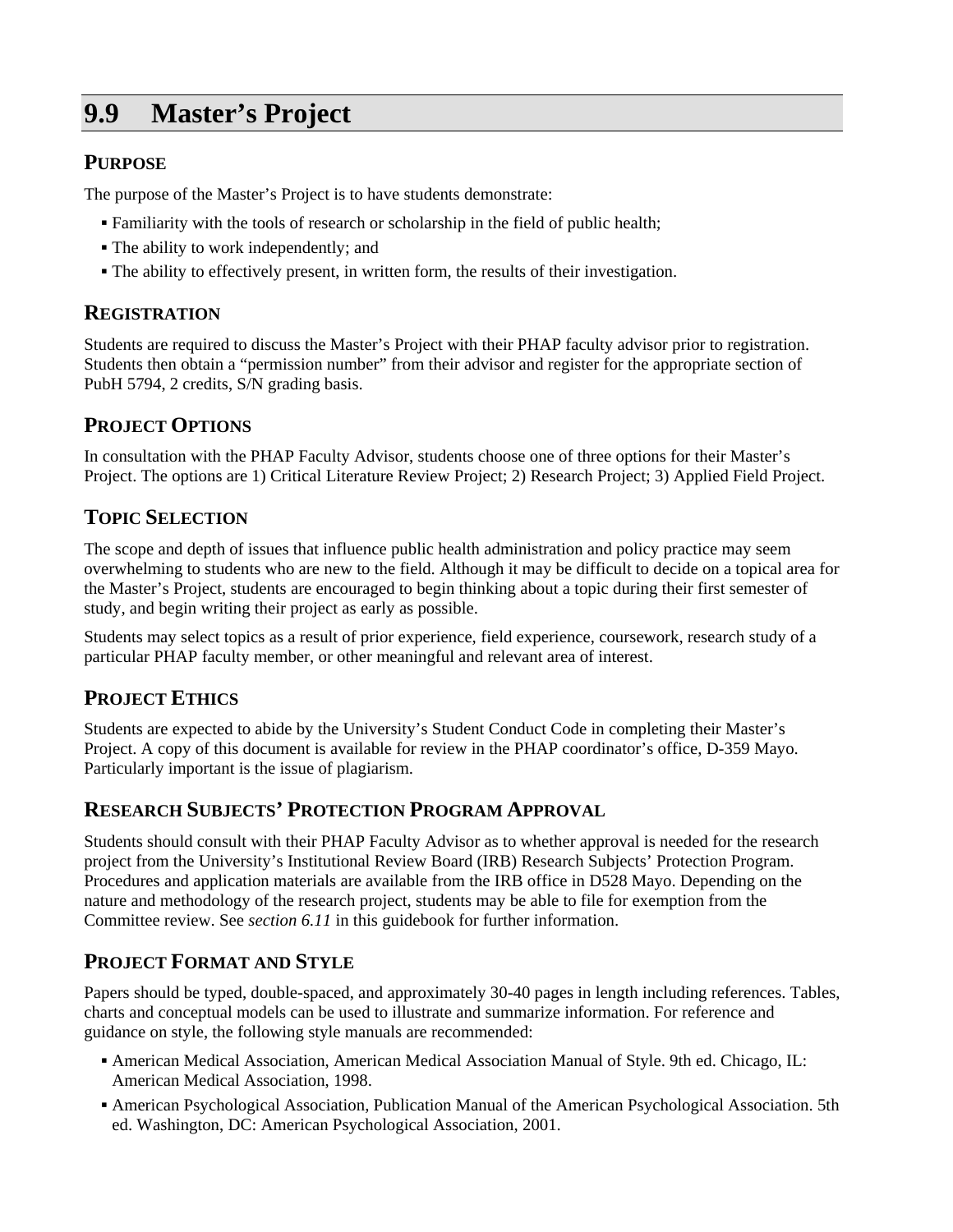## 9.9 Master's Project

### PURPOSE

The purpose of the Master's Project is to have students demonstrate:

- Familiarity with the tools of research or scholarship in the field of public health;
- The ability to work independently; and
- The ability to effectively present, in written form, the results of their investigation.

### REGISTRATION

Students are required to discuss the Master's Project with their PHAP faculty advisor prior to registration. Students then obtain a "permission number" from their advisor and register for the appropriate section of PubH 5794, 2 credits, S/N grading basis.

### PROJECT OPTIONS

In consultation with the PHAP Faculty Advisor, students choose one of three options for their Master's Project. The options are 1) Critical Literature Review Project; 2) Research Project; 3) Applied Field Project.

### TOPIC SELECTION

The scope and depth of issues that influence public health administration and policy practice may seem overwhelming to students who are new to the field. Although it may be difficult to decide on a topical area for the Master's Project, students are encouraged to begin thinking about a topic during their first semester of study, and begin writing their project as early as possible.

Students may select topics as a result of prior experience, field experience, coursework, research study of a particular PHAP faculty member, or other meaningful and relevant area of interest.

### PROJECT ETHICS

Students are expected to abide by the University's Student Conduct Code in completing their Master's Project. A copy of this document is available for review in the PHAP coordinator's office, D-359 Mayo. Particularly important is the issue of plagiarism.

### RESEARCH SUBJECTS' PROTECTION PROGRAM APPROVAL

Students should consult with their PHAP Faculty Advisor as to whether approval is needed for the research project from the University's Institutional Review Board (IRB) Research Subjects' Protection Program. Procedures and application materials are available from the IRB office in D528 Mayo. Depending on the nature and methodology of the research project, students may be able to file for exemption from the Committee review. See *section 6.11* in this guidebook for further information.

### PROJECT FORMAT AND STYLE

Papers should be typed, double-spaced, and approximately 30-40 pages in length including references. Tables, charts and conceptual models can be used to illustrate and summarize information. For reference and guidance on style, the following style manuals are recommended:

- American Medical Association, American Medical Association Manual of Style. 9th ed. Chicago, IL: American Medical Association, 1998.
- American Psychological Association, Publication Manual of the American Psychological Association. 5th ed. Washington, DC: American Psychological Association, 2001.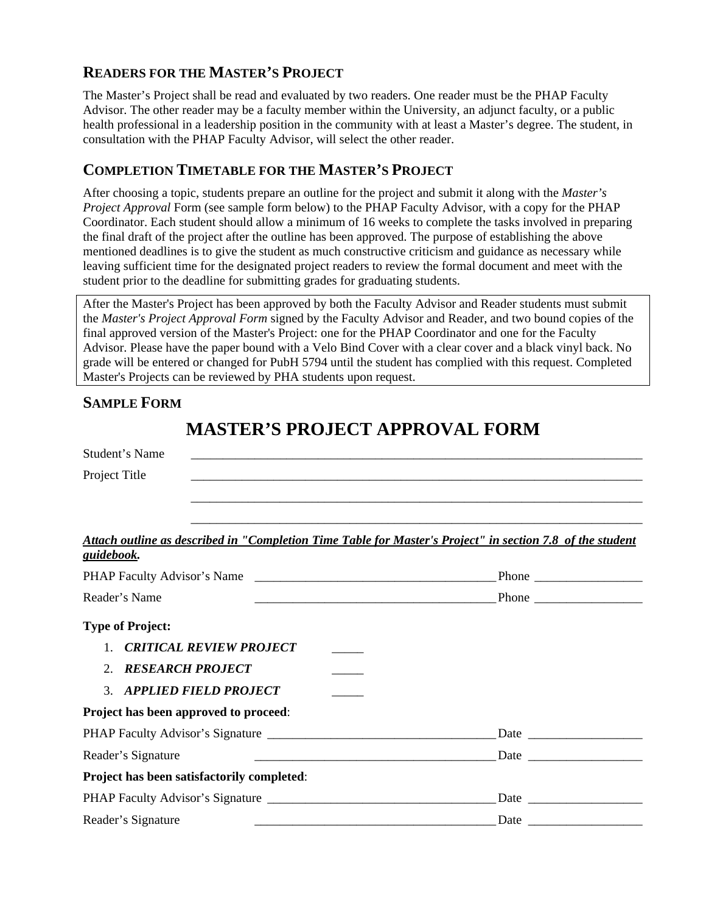## READERS FOR THE MASTER'S PROJECT

The Master's Project shall be read and evaluated by two readers. One reader must be the PHAP Faculty Advisor. The other reader may be a faculty member within the University, an adjunct faculty, or a public health professional in a leadership position in the community with at least a Master's degree. The student, in consultation with the PHAP Faculty Advisor, will select the other reader.

## COMPLETION TIMETABLE FOR THE MASTER'S PROJECT

After choosing a topic, students prepare an outline for the project and submit it along with the *Master's Project Approval* Form (see sample form below) to the PHAP Faculty Advisor, with a copy for the PHAP Coordinator. Each student should allow a minimum of 16 weeks to complete the tasks involved in preparing the final draft of the project after the outline has been approved. The purpose of establishing the above mentioned deadlines is to give the student as much constructive criticism and guidance as necessary while leaving sufficient time for the designated project readers to review the formal document and meet with the student prior to the deadline for submitting grades for graduating students.

After the Master's Project has been approved by both the Faculty Advisor and Reader students must submit the *Master's Project Approval Form* signed by the Faculty Advisor and Reader, and two bound copies of the final approved version of the Master's Project: one for the PHAP Coordinator and one for the Faculty Advisor. Please have the paper bound with a Velo Bind Cover with a clear cover and a black vinyl back. No grade will be entered or changed for PubH 5794 until the student has complied with this request. Completed Master's Projects can be reviewed by PHA students upon request.

## SAMPLE FORM

# MASTER'S PROJECT APPROVAL FORM

Student's Name \_\_\_\_\_\_\_\_\_\_\_\_\_\_\_\_\_\_\_\_\_\_\_\_\_\_\_\_\_\_\_\_\_\_\_\_\_\_\_\_\_\_\_\_\_\_\_\_

Project Title \_\_\_\_\_\_\_\_\_\_\_\_\_\_\_\_\_\_\_\_\_\_\_\_\_\_\_\_\_\_\_\_\_\_\_\_\_\_\_\_\_\_\_\_\_\_\_\_

\_\_\_\_\_\_\_\_\_\_\_\_\_\_\_\_\_\_\_\_\_\_\_\_\_\_\_\_\_\_\_\_\_\_\_\_\_\_\_\_\_\_\_\_\_\_\_\_

\_\_\_\_\_\_\_\_\_\_\_\_\_\_\_\_\_\_\_\_\_\_\_\_\_\_\_\_\_\_\_\_\_\_\_\_\_\_\_\_\_\_\_\_\_\_\_\_

***Attach outline as described in "Completion Time Table for Master's Project" in section 7.8 of the student guidebook.***

PHAP Faculty Advisor's Name \_\_\_\_\_\_\_\_\_\_\_\_\_\_\_\_\_\_\_\_\_\_\_\_\_\_\_\_\_\_ Phone \_\_\_\_\_\_\_\_\_\_\_\_\_\_\_\_

Reader's Name \_\_\_\_\_\_\_\_\_\_\_\_\_\_\_\_\_\_\_\_\_\_\_\_\_\_\_\_\_\_ Phone \_\_\_\_\_\_\_\_\_\_\_\_\_\_\_\_

**Type of Project:**

1. ***CRITICAL REVIEW PROJECT*** \_\_\_\_\_
2. ***RESEARCH PROJECT*** \_\_\_\_\_
3. ***APPLIED FIELD PROJECT*** \_\_\_\_\_

**Project has been approved to proceed**:

PHAP Faculty Advisor's Signature \_\_\_\_\_\_\_\_\_\_\_\_\_\_\_\_\_\_\_\_\_\_\_\_\_\_\_\_\_\_ Date \_\_\_\_\_\_\_\_\_\_\_\_\_\_\_\_

Reader's Signature \_\_\_\_\_\_\_\_\_\_\_\_\_\_\_\_\_\_\_\_\_\_\_\_\_\_\_\_\_\_ Date \_\_\_\_\_\_\_\_\_\_\_\_\_\_\_\_

**Project has been satisfactorily completed**:

PHAP Faculty Advisor's Signature \_\_\_\_\_\_\_\_\_\_\_\_\_\_\_\_\_\_\_\_\_\_\_\_\_\_\_\_\_\_ Date \_\_\_\_\_\_\_\_\_\_\_\_\_\_\_\_

Reader's Signature \_\_\_\_\_\_\_\_\_\_\_\_\_\_\_\_\_\_\_\_\_\_\_\_\_\_\_\_\_\_ Date \_\_\_\_\_\_\_\_\_\_\_\_\_\_\_\_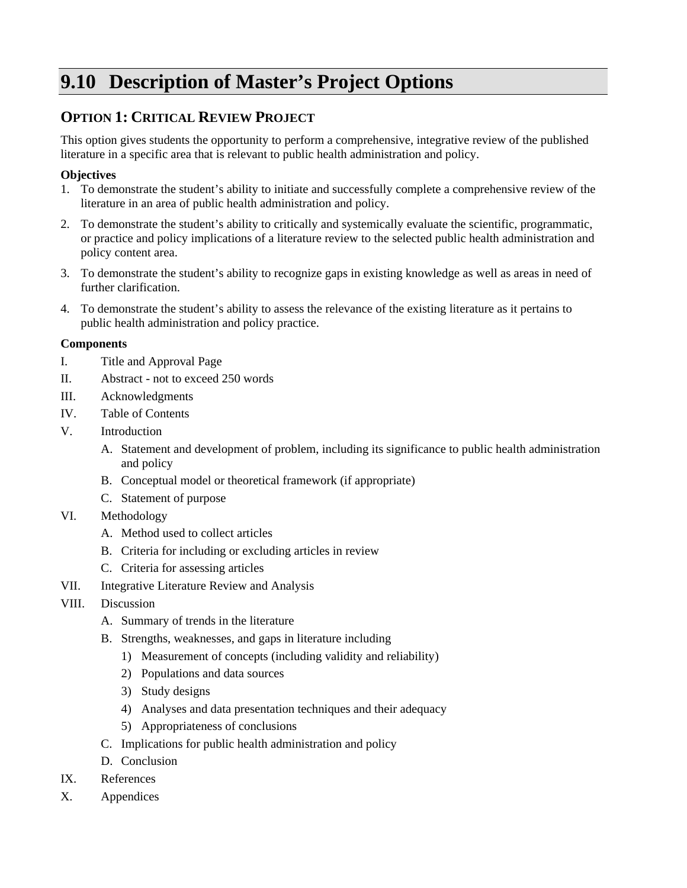# 9.10 Description of Master's Project Options

## Option 1: Critical Review Project

This option gives students the opportunity to perform a comprehensive, integrative review of the published literature in a specific area that is relevant to public health administration and policy.

**Objectives**

1. To demonstrate the student's ability to initiate and successfully complete a comprehensive review of the literature in an area of public health administration and policy.
2. To demonstrate the student's ability to critically and systemically evaluate the scientific, programmatic, or practice and policy implications of a literature review to the selected public health administration and policy content area.
3. To demonstrate the student's ability to recognize gaps in existing knowledge as well as areas in need of further clarification.
4. To demonstrate the student's ability to assess the relevance of the existing literature as it pertains to public health administration and policy practice.

**Components**

I. Title and Approval Page

II. Abstract - not to exceed 250 words

III. Acknowledgments

IV. Table of Contents

V. Introduction
   - A. Statement and development of problem, including its significance to public health administration and policy
   - B. Conceptual model or theoretical framework (if appropriate)
   - C. Statement of purpose

VI. Methodology
   - A. Method used to collect articles
   - B. Criteria for including or excluding articles in review
   - C. Criteria for assessing articles

VII. Integrative Literature Review and Analysis

VIII. Discussion
   - A. Summary of trends in the literature
   - B. Strengths, weaknesses, and gaps in literature including
     1) Measurement of concepts (including validity and reliability)
     2) Populations and data sources
     3) Study designs
     4) Analyses and data presentation techniques and their adequacy
     5) Appropriateness of conclusions
   - C. Implications for public health administration and policy
   - D. Conclusion

IX. References

X. Appendices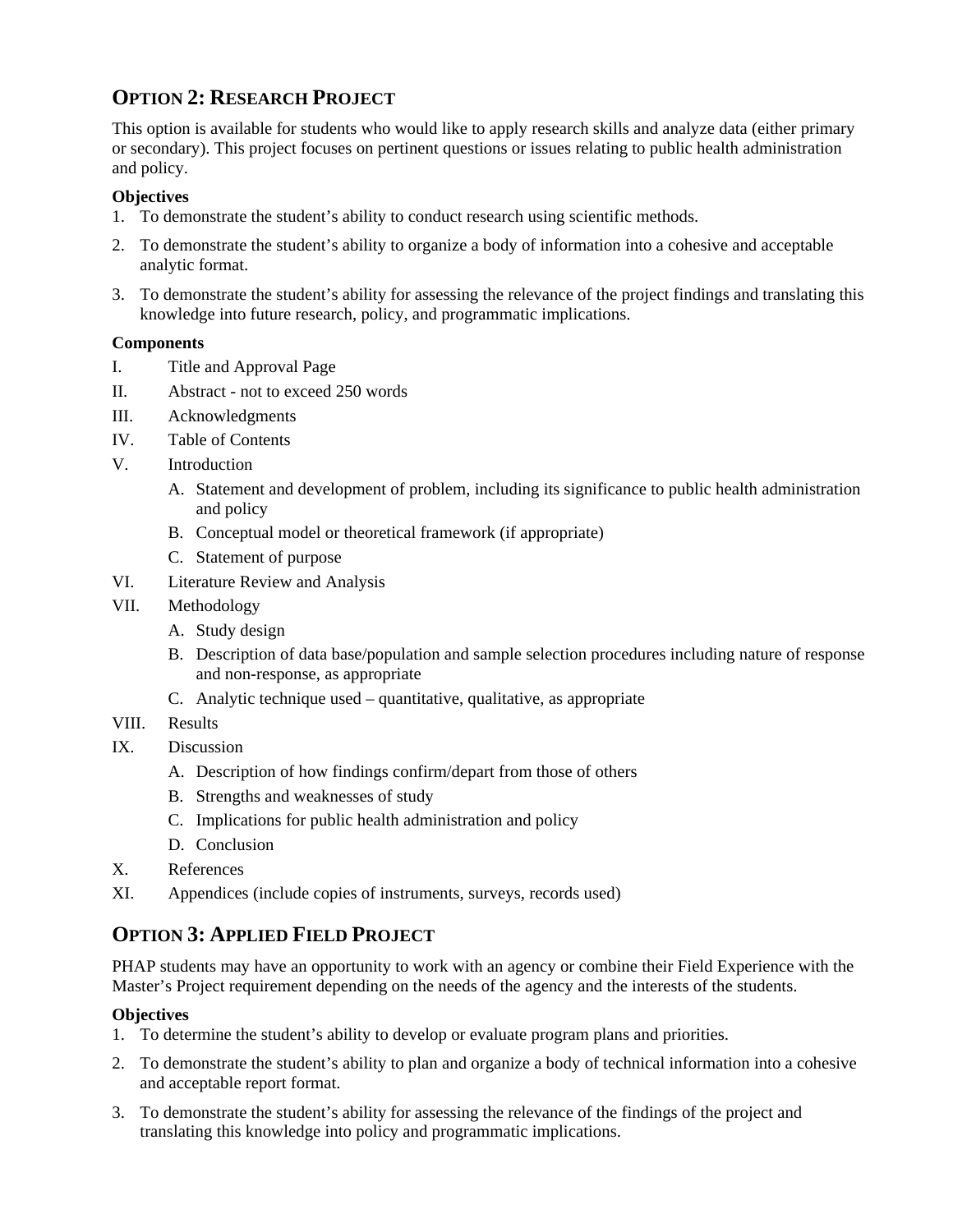## OPTION 2: RESEARCH PROJECT

This option is available for students who would like to apply research skills and analyze data (either primary or secondary). This project focuses on pertinent questions or issues relating to public health administration and policy.

**Objectives**

1. To demonstrate the student's ability to conduct research using scientific methods.
2. To demonstrate the student's ability to organize a body of information into a cohesive and acceptable analytic format.
3. To demonstrate the student's ability for assessing the relevance of the project findings and translating this knowledge into future research, policy, and programmatic implications.

**Components**

I. Title and Approval Page

II. Abstract - not to exceed 250 words

III. Acknowledgments

IV. Table of Contents

V. Introduction

   A. Statement and development of problem, including its significance to public health administration and policy

   B. Conceptual model or theoretical framework (if appropriate)

   C. Statement of purpose

VI. Literature Review and Analysis

VII. Methodology

   A. Study design

   B. Description of data base/population and sample selection procedures including nature of response and non-response, as appropriate

   C. Analytic technique used – quantitative, qualitative, as appropriate

VIII. Results

IX. Discussion

   A. Description of how findings confirm/depart from those of others

   B. Strengths and weaknesses of study

   C. Implications for public health administration and policy

   D. Conclusion

X. References

XI. Appendices (include copies of instruments, surveys, records used)

## OPTION 3: APPLIED FIELD PROJECT

PHAP students may have an opportunity to work with an agency or combine their Field Experience with the Master's Project requirement depending on the needs of the agency and the interests of the students.

**Objectives**

1. To determine the student's ability to develop or evaluate program plans and priorities.
2. To demonstrate the student's ability to plan and organize a body of technical information into a cohesive and acceptable report format.
3. To demonstrate the student's ability for assessing the relevance of the findings of the project and translating this knowledge into policy and programmatic implications.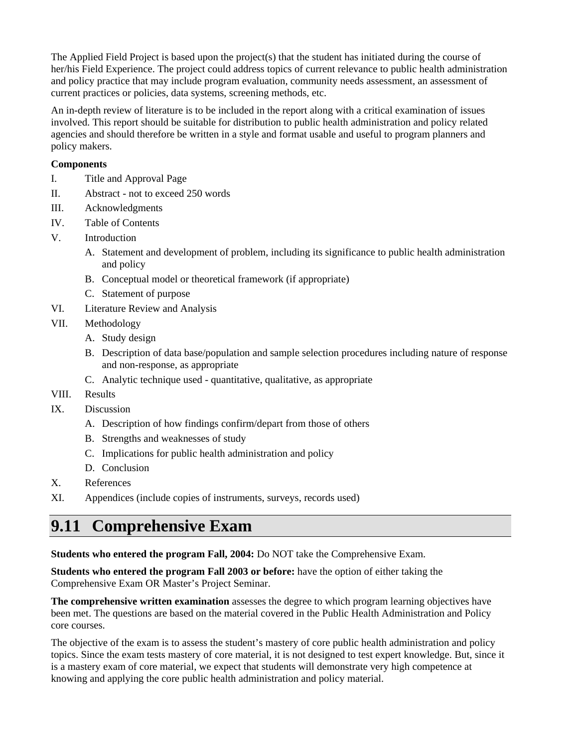The Applied Field Project is based upon the project(s) that the student has initiated during the course of her/his Field Experience. The project could address topics of current relevance to public health administration and policy practice that may include program evaluation, community needs assessment, an assessment of current practices or policies, data systems, screening methods, etc.

An in-depth review of literature is to be included in the report along with a critical examination of issues involved. This report should be suitable for distribution to public health administration and policy related agencies and should therefore be written in a style and format usable and useful to program planners and policy makers.

**Components**

I. Title and Approval Page

II. Abstract - not to exceed 250 words

III. Acknowledgments

IV. Table of Contents

V. Introduction

   A. Statement and development of problem, including its significance to public health administration and policy

   B. Conceptual model or theoretical framework (if appropriate)

   C. Statement of purpose

VI. Literature Review and Analysis

VII. Methodology

   A. Study design

   B. Description of data base/population and sample selection procedures including nature of response and non-response, as appropriate

   C. Analytic technique used - quantitative, qualitative, as appropriate

VIII. Results

IX. Discussion

   A. Description of how findings confirm/depart from those of others

   B. Strengths and weaknesses of study

   C. Implications for public health administration and policy

   D. Conclusion

X. References

XI. Appendices (include copies of instruments, surveys, records used)

## 9.11 Comprehensive Exam

**Students who entered the program Fall, 2004:** Do NOT take the Comprehensive Exam.

**Students who entered the program Fall 2003 or before:** have the option of either taking the Comprehensive Exam OR Master's Project Seminar.

**The comprehensive written examination** assesses the degree to which program learning objectives have been met. The questions are based on the material covered in the Public Health Administration and Policy core courses.

The objective of the exam is to assess the student's mastery of core public health administration and policy topics. Since the exam tests mastery of core material, it is not designed to test expert knowledge. But, since it is a mastery exam of core material, we expect that students will demonstrate very high competence at knowing and applying the core public health administration and policy material.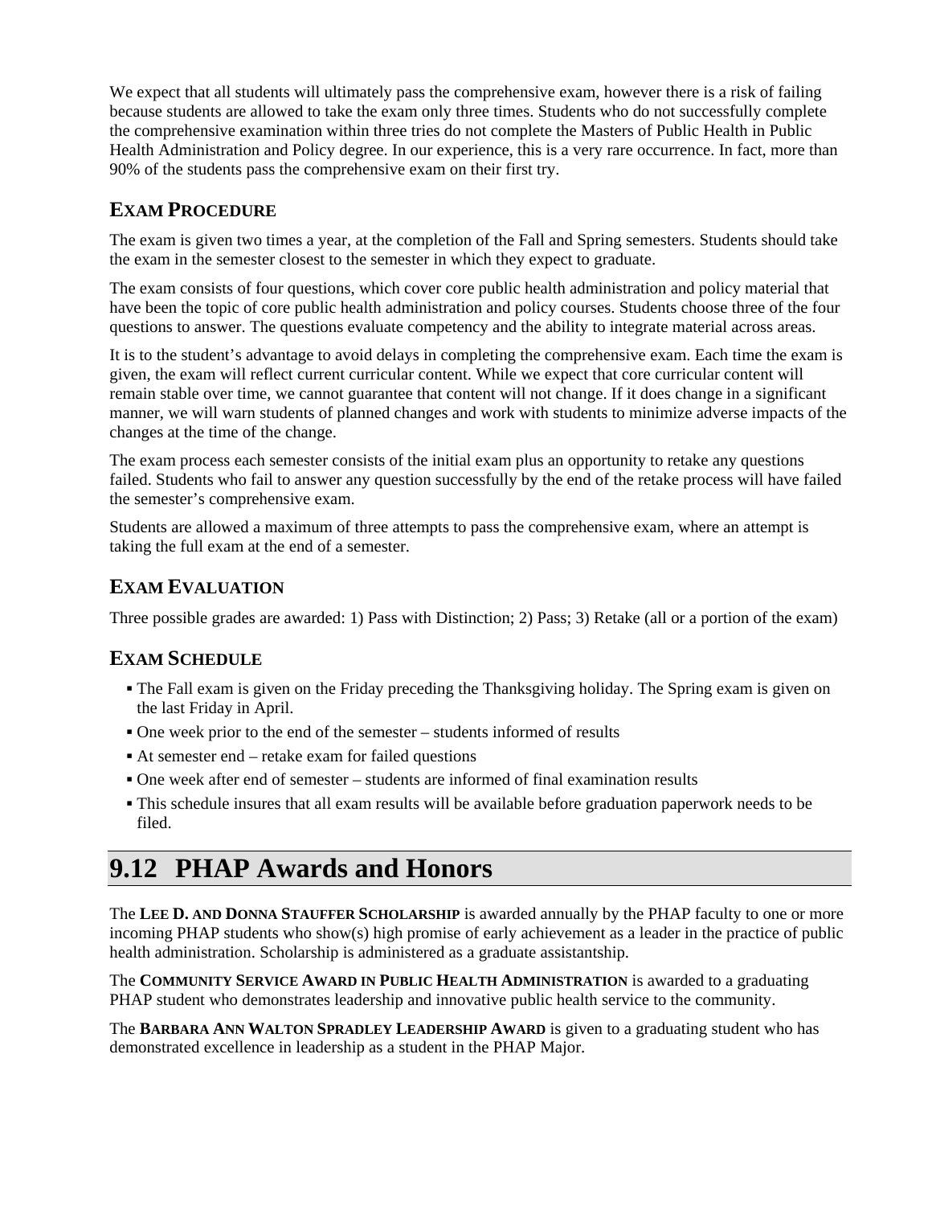We expect that all students will ultimately pass the comprehensive exam, however there is a risk of failing because students are allowed to take the exam only three times. Students who do not successfully complete the comprehensive examination within three tries do not complete the Masters of Public Health in Public Health Administration and Policy degree. In our experience, this is a very rare occurrence. In fact, more than 90% of the students pass the comprehensive exam on their first try.

### EXAM PROCEDURE

The exam is given two times a year, at the completion of the Fall and Spring semesters. Students should take the exam in the semester closest to the semester in which they expect to graduate.

The exam consists of four questions, which cover core public health administration and policy material that have been the topic of core public health administration and policy courses. Students choose three of the four questions to answer. The questions evaluate competency and the ability to integrate material across areas.

It is to the student's advantage to avoid delays in completing the comprehensive exam. Each time the exam is given, the exam will reflect current curricular content. While we expect that core curricular content will remain stable over time, we cannot guarantee that content will not change. If it does change in a significant manner, we will warn students of planned changes and work with students to minimize adverse impacts of the changes at the time of the change.

The exam process each semester consists of the initial exam plus an opportunity to retake any questions failed. Students who fail to answer any question successfully by the end of the retake process will have failed the semester's comprehensive exam.

Students are allowed a maximum of three attempts to pass the comprehensive exam, where an attempt is taking the full exam at the end of a semester.

### EXAM EVALUATION

Three possible grades are awarded: 1) Pass with Distinction; 2) Pass; 3) Retake (all or a portion of the exam)

### EXAM SCHEDULE

- The Fall exam is given on the Friday preceding the Thanksgiving holiday. The Spring exam is given on the last Friday in April.
- One week prior to the end of the semester – students informed of results
- At semester end – retake exam for failed questions
- One week after end of semester – students are informed of final examination results
- This schedule insures that all exam results will be available before graduation paperwork needs to be filed.

## 9.12 PHAP Awards and Honors

The **LEE D. AND DONNA STAUFFER SCHOLARSHIP** is awarded annually by the PHAP faculty to one or more incoming PHAP students who show(s) high promise of early achievement as a leader in the practice of public health administration. Scholarship is administered as a graduate assistantship.

The **COMMUNITY SERVICE AWARD IN PUBLIC HEALTH ADMINISTRATION** is awarded to a graduating PHAP student who demonstrates leadership and innovative public health service to the community.

The **BARBARA ANN WALTON SPRADLEY LEADERSHIP AWARD** is given to a graduating student who has demonstrated excellence in leadership as a student in the PHAP Major.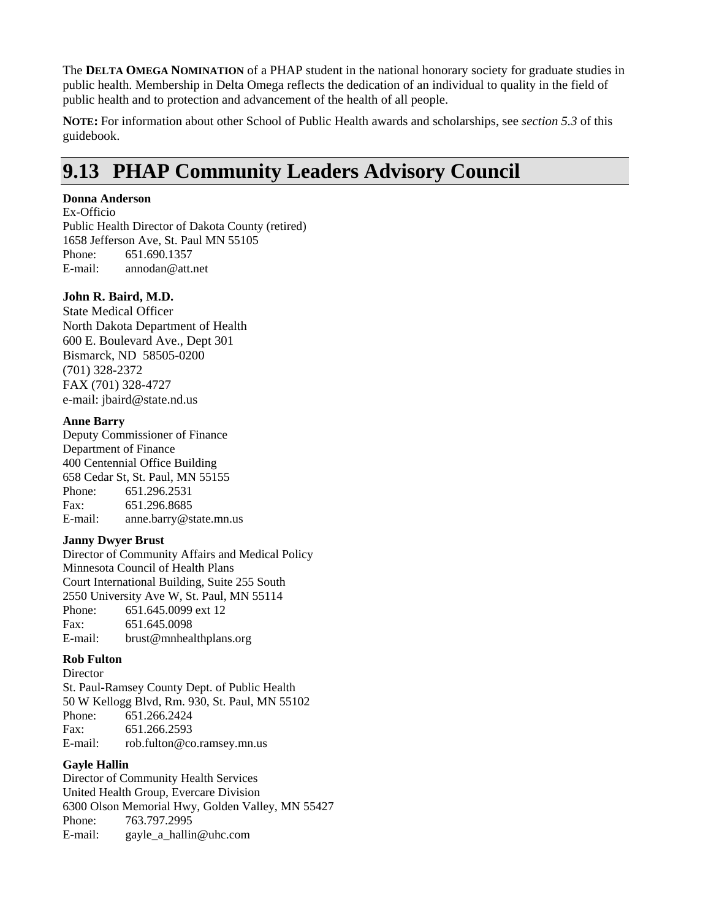The **DELTA OMEGA NOMINATION** of a PHAP student in the national honorary society for graduate studies in public health. Membership in Delta Omega reflects the dedication of an individual to quality in the field of public health and to protection and advancement of the health of all people.

**NOTE:** For information about other School of Public Health awards and scholarships, see *section 5.3* of this guidebook.

## 9.13 PHAP Community Leaders Advisory Council

**Donna Anderson**
Ex-Officio
Public Health Director of Dakota County (retired)
1658 Jefferson Ave, St. Paul MN 55105
Phone: 651.690.1357
E-mail: annodan@att.net

**John R. Baird, M.D.**
State Medical Officer
North Dakota Department of Health
600 E. Boulevard Ave., Dept 301
Bismarck, ND 58505-0200
(701) 328-2372
FAX (701) 328-4727
e-mail: jbaird@state.nd.us

**Anne Barry**
Deputy Commissioner of Finance
Department of Finance
400 Centennial Office Building
658 Cedar St, St. Paul, MN 55155
Phone: 651.296.2531
Fax: 651.296.8685
E-mail: anne.barry@state.mn.us

**Janny Dwyer Brust**
Director of Community Affairs and Medical Policy
Minnesota Council of Health Plans
Court International Building, Suite 255 South
2550 University Ave W, St. Paul, MN 55114
Phone: 651.645.0099 ext 12
Fax: 651.645.0098
E-mail: brust@mnhealthplans.org

**Rob Fulton**
Director
St. Paul-Ramsey County Dept. of Public Health
50 W Kellogg Blvd, Rm. 930, St. Paul, MN 55102
Phone: 651.266.2424
Fax: 651.266.2593
E-mail: rob.fulton@co.ramsey.mn.us

**Gayle Hallin**
Director of Community Health Services
United Health Group, Evercare Division
6300 Olson Memorial Hwy, Golden Valley, MN 55427
Phone: 763.797.2995
E-mail: gayle_a_hallin@uhc.com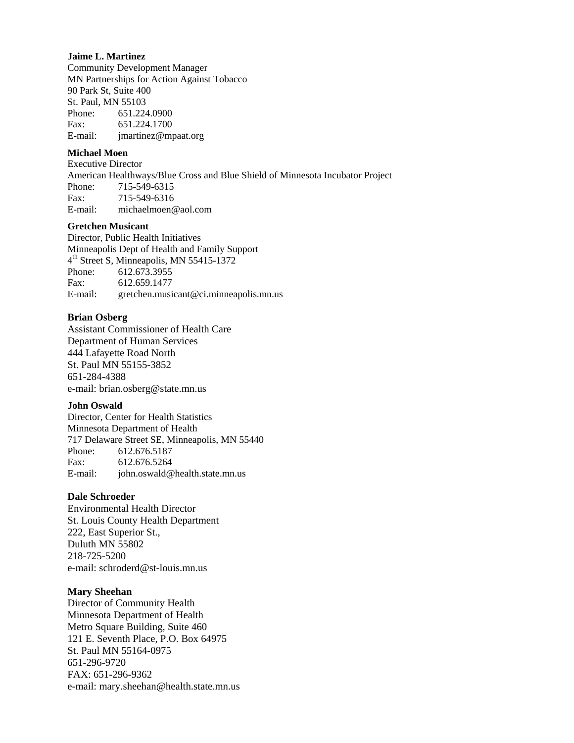**Jaime L. Martinez**
Community Development Manager
MN Partnerships for Action Against Tobacco
90 Park St, Suite 400
St. Paul, MN 55103
Phone: 651.224.0900
Fax: 651.224.1700
E-mail: jmartinez@mpaat.org

**Michael Moen**
Executive Director
American Healthways/Blue Cross and Blue Shield of Minnesota Incubator Project
Phone: 715-549-6315
Fax: 715-549-6316
E-mail: michaelmoen@aol.com

**Gretchen Musicant**
Director, Public Health Initiatives
Minneapolis Dept of Health and Family Support
4th Street S, Minneapolis, MN 55415-1372
Phone: 612.673.3955
Fax: 612.659.1477
E-mail: gretchen.musicant@ci.minneapolis.mn.us

**Brian Osberg**
Assistant Commissioner of Health Care
Department of Human Services
444 Lafayette Road North
St. Paul MN 55155-3852
651-284-4388
e-mail: brian.osberg@state.mn.us

**John Oswald**
Director, Center for Health Statistics
Minnesota Department of Health
717 Delaware Street SE, Minneapolis, MN 55440
Phone: 612.676.5187
Fax: 612.676.5264
E-mail: john.oswald@health.state.mn.us

**Dale Schroeder**
Environmental Health Director
St. Louis County Health Department
222, East Superior St.,
Duluth MN 55802
218-725-5200
e-mail: schroderd@st-louis.mn.us

**Mary Sheehan**
Director of Community Health
Minnesota Department of Health
Metro Square Building, Suite 460
121 E. Seventh Place, P.O. Box 64975
St. Paul MN 55164-0975
651-296-9720
FAX: 651-296-9362
e-mail: mary.sheehan@health.state.mn.us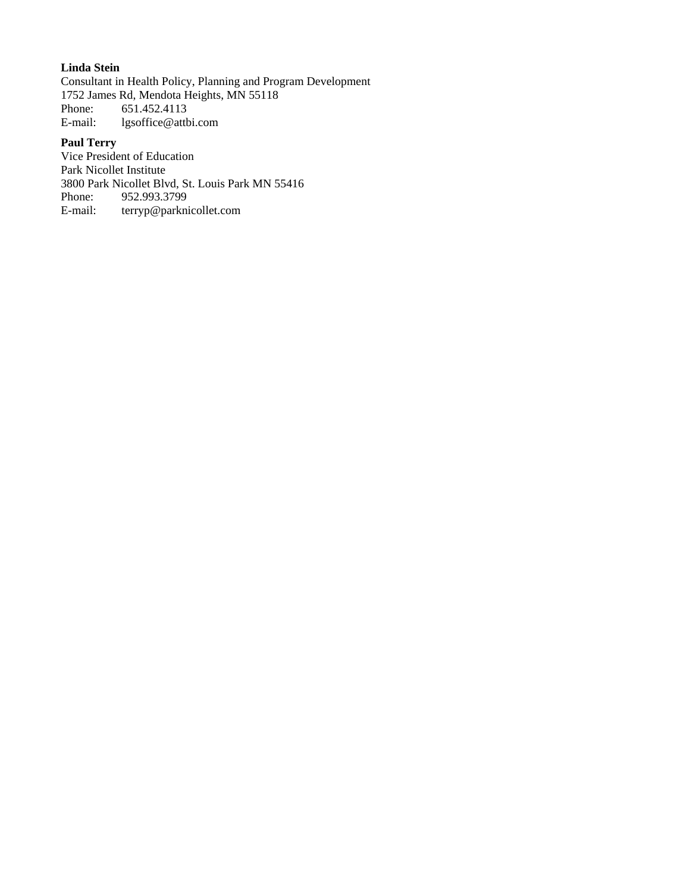**Linda Stein**
Consultant in Health Policy, Planning and Program Development
1752 James Rd, Mendota Heights, MN 55118
Phone: 651.452.4113
E-mail: lgsoffice@attbi.com

**Paul Terry**
Vice President of Education
Park Nicollet Institute
3800 Park Nicollet Blvd, St. Louis Park MN 55416
Phone: 952.993.3799
E-mail: terryp@parknicollet.com